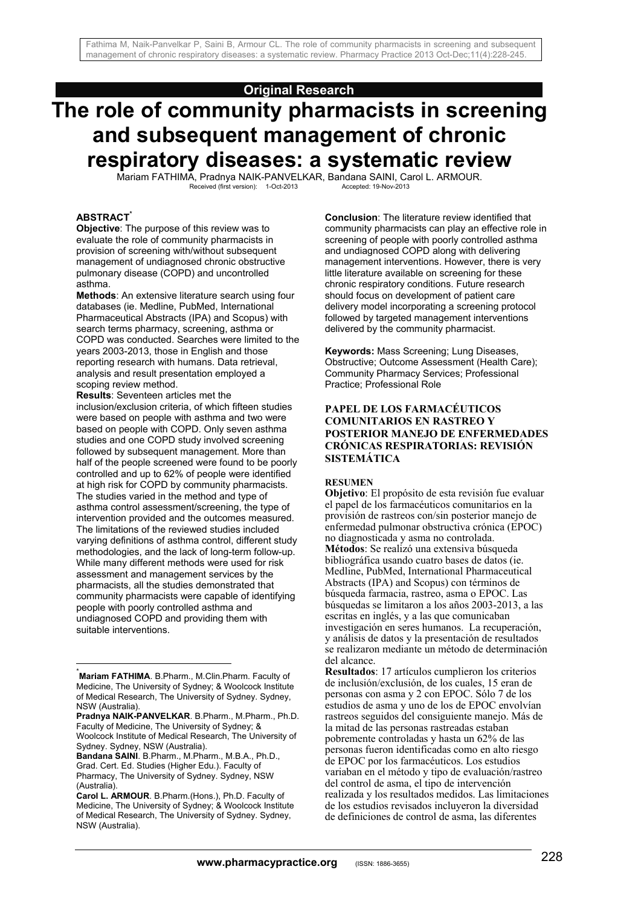Original Research

# The role of community pharmacists in screening and subsequent management of chronic respiratory diseases: a systematic review

Mariam FATHIMA, Pradnya NAIK-PANVELKAR, Bandana SAINI, Carol L. ARMOUR.

Received (first version): 1-Oct-2013 Accepted: 19-Nov-2013

## ABSTRACT*

**Objective**: The purpose of this review was to evaluate the role of community pharmacists in provision of screening with/without subsequent management of undiagnosed chronic obstructive pulmonary disease (COPD) and uncontrolled asthma.

**Methods**: An extensive literature search using four databases (ie. Medline, PubMed, International Pharmaceutical Abstracts (IPA) and Scopus) with search terms pharmacy, screening, asthma or COPD was conducted. Searches were limited to the years 2003-2013, those in English and those reporting research with humans. Data retrieval, analysis and result presentation employed a scoping review method.

**Results**: Seventeen articles met the inclusion/exclusion criteria, of which fifteen studies were based on people with asthma and two were based on people with COPD. Only seven asthma studies and one COPD study involved screening followed by subsequent management. More than half of the people screened were found to be poorly controlled and up to 62% of people were identified at high risk for COPD by community pharmacists. The studies varied in the method and type of asthma control assessment/screening, the type of intervention provided and the outcomes measured. The limitations of the reviewed studies included varying definitions of asthma control, different study methodologies, and the lack of long-term follow-up. While many different methods were used for risk assessment and management services by the pharmacists, all the studies demonstrated that community pharmacists were capable of identifying people with poorly controlled asthma and undiagnosed COPD and providing them with suitable interventions.

**Conclusion**: The literature review identified that community pharmacists can play an effective role in screening of people with poorly controlled asthma and undiagnosed COPD along with delivering management interventions. However, there is very little literature available on screening for these chronic respiratory conditions. Future research should focus on development of patient care delivery model incorporating a screening protocol followed by targeted management interventions delivered by the community pharmacist.

**Keywords:** Mass Screening; Lung Diseases, Obstructive; Outcome Assessment (Health Care); Community Pharmacy Services; Professional Practice; Professional Role

### PAPEL DE LOS FARMACÉUTICOS COMUNITARIOS EN RASTREO Y POSTERIOR MANEJO DE ENFERMEDADES CRÓNICAS RESPIRATORIAS: REVISIÓN SISTEMÁTICA

#### RESUMEN

**Objetivo**: El propósito de esta revisión fue evaluar el papel de los farmacéuticos comunitarios en la provisión de rastreos con/sin posterior manejo de enfermedad pulmonar obstructiva crónica (EPOC) no diagnosticada y asma no controlada.

**Métodos**: Se realizó una extensiva búsqueda bibliográfica usando cuatro bases de datos (ie. Medline, PubMed, International Pharmaceutical Abstracts (IPA) and Scopus) con términos de búsqueda farmacia, rastreo, asma o EPOC. Las búsquedas se limitaron a los años 2003-2013, a las escritas en inglés, y a las que comunicaban investigación en seres humanos. La recuperación, y análisis de datos y la presentación de resultados se realizaron mediante un método de determinación del alcance.

**Resultados**: 17 artículos cumplieron los criterios de inclusión/exclusión, de los cuales, 15 eran de personas con asma y 2 con EPOC. Sólo 7 de los estudios de asma y uno de los de EPOC envolvían rastreos seguidos del consiguiente manejo. Más de la mitad de las personas rastreadas estaban pobremente controladas y hasta un 62% de las personas fueron identificadas como en alto riesgo de EPOC por los farmacéuticos. Los estudios variaban en el método y tipo de evaluación/rastreo del control de asma, el tipo de intervención realizada y los resultados medidos. Las limitaciones de los estudios revisados incluyeron la diversidad de definiciones de control de asma, las diferentes

---

[*] **Mariam FATHIMA**. B.Pharm., M.Clin.Pharm. Faculty of Medicine, The University of Sydney; & Woolcock Institute of Medical Research, The University of Sydney. Sydney, NSW (Australia).

**Pradnya NAIK-PANVELKAR**. B.Pharm., M.Pharm., Ph.D. Faculty of Medicine, The University of Sydney; & Woolcock Institute of Medical Research, The University of Sydney. Sydney, NSW (Australia).

**Bandana SAINI**. B.Pharm., M.Pharm., M.B.A., Ph.D., Grad. Cert. Ed. Studies (Higher Edu.). Faculty of Pharmacy, The University of Sydney. Sydney, NSW (Australia).

**Carol L. ARMOUR**. B.Pharm.(Hons.), Ph.D. Faculty of Medicine, The University of Sydney; & Woolcock Institute of Medical Research, The University of Sydney. Sydney, NSW (Australia).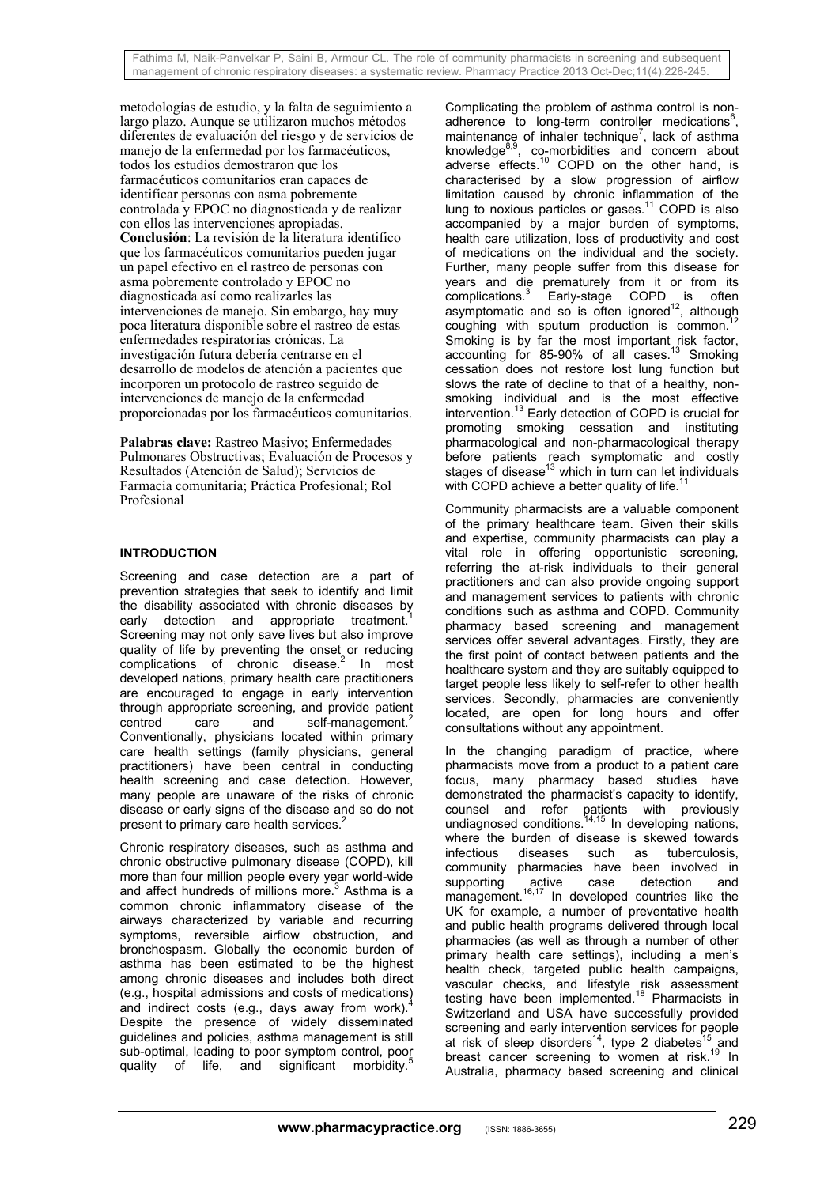metodologías de estudio, y la falta de seguimiento a largo plazo. Aunque se utilizaron muchos métodos diferentes de evaluación del riesgo y de servicios de manejo de la enfermedad por los farmacéuticos, todos los estudios demostraron que los farmacéuticos comunitarios eran capaces de identificar personas con asma pobremente controlada y EPOC no diagnosticada y de realizar con ellos las intervenciones apropiadas.
**Conclusión**: La revisión de la literatura identificó que los farmacéuticos comunitarios pueden jugar un papel efectivo en el rastreo de personas con asma pobremente controlado y EPOC no diagnosticada así como realizarles las intervenciones de manejo. Sin embargo, hay muy poca literatura disponible sobre el rastreo de estas enfermedades respiratorias crónicas. La investigación futura debería centrarse en el desarrollo de modelos de atención a pacientes que incorporen un protocolo de rastreo seguido de intervenciones de manejo de la enfermedad proporcionadas por los farmacéuticos comunitarios.

**Palabras clave:** Rastreo Masivo; Enfermedades Pulmonares Obstructivas; Evaluación de Procesos y Resultados (Atención de Salud); Servicios de Farmacia comunitaria; Práctica Profesional; Rol Profesional

## INTRODUCTION

Screening and case detection are a part of prevention strategies that seek to identify and limit the disability associated with chronic diseases by early detection and appropriate treatment.[1] Screening may not only save lives but also improve quality of life by preventing the onset or reducing complications of chronic disease.[2] In most developed nations, primary health care practitioners are encouraged to engage in early intervention through appropriate screening, and provide patient centred care and self-management.[2] Conventionally, physicians located within primary care health settings (family physicians, general practitioners) have been central in conducting health screening and case detection. However, many people are unaware of the risks of chronic disease or early signs of the disease and so do not present to primary care health services.[2]

Chronic respiratory diseases, such as asthma and chronic obstructive pulmonary disease (COPD), kill more than four million people every year world-wide and affect hundreds of millions more.[3] Asthma is a common chronic inflammatory disease of the airways characterized by variable and recurring symptoms, reversible airflow obstruction, and bronchospasm. Globally the economic burden of asthma has been estimated to be the highest among chronic diseases and includes both direct (e.g., hospital admissions and costs of medications) and indirect costs (e.g., days away from work).[4] Despite the presence of widely disseminated guidelines and policies, asthma management is still sub-optimal, leading to poor symptom control, poor quality of life, and significant morbidity.[5]

Complicating the problem of asthma control is non-adherence to long-term controller medications[6], maintenance of inhaler technique[7], lack of asthma knowledge[8,9], co-morbidities and concern about adverse effects.[10] COPD on the other hand, is characterised by a slow progression of airflow limitation caused by chronic inflammation of the lung to noxious particles or gases.[11] COPD is also accompanied by a major burden of symptoms, health care utilization, loss of productivity and cost of medications on the individual and the society. Further, many people suffer from this disease for years and die prematurely from it or from its complications.[3] Early-stage COPD is often asymptomatic and so is often ignored[12], although coughing with sputum production is common.[12] Smoking is by far the most important risk factor, accounting for 85-90% of all cases.[13] Smoking cessation does not restore lost lung function but slows the rate of decline to that of a healthy, non-smoking individual and is the most effective intervention.[13] Early detection of COPD is crucial for promoting smoking cessation and instituting pharmacological and non-pharmacological therapy before patients reach symptomatic and costly stages of disease[13] which in turn can let individuals with COPD achieve a better quality of life.[11]

Community pharmacists are a valuable component of the primary healthcare team. Given their skills and expertise, community pharmacists can play a vital role in offering opportunistic screening, referring the at-risk individuals to their general practitioners and can also provide ongoing support and management services to patients with chronic conditions such as asthma and COPD. Community pharmacy based screening and management services offer several advantages. Firstly, they are the first point of contact between patients and the healthcare system and they are suitably equipped to target people less likely to self-refer to other health services. Secondly, pharmacies are conveniently located, are open for long hours and offer consultations without any appointment.

In the changing paradigm of practice, where pharmacists move from a product to a patient care focus, many pharmacy based studies have demonstrated the pharmacist's capacity to identify, counsel and refer patients with previously undiagnosed conditions.[14,15] In developing nations, where the burden of disease is skewed towards infectious diseases such as tuberculosis, community pharmacies have been involved in supporting active case detection and management.[16,17] In developed countries like the UK for example, a number of preventative health and public health programs delivered through local pharmacies (as well as through a number of other primary health care settings), including a men's health check, targeted public health campaigns, vascular checks, and lifestyle risk assessment testing have been implemented.[18] Pharmacists in Switzerland and USA have successfully provided screening and early intervention services for people at risk of sleep disorders[14], type 2 diabetes[15] and breast cancer screening to women at risk.[19] In Australia, pharmacy based screening and clinical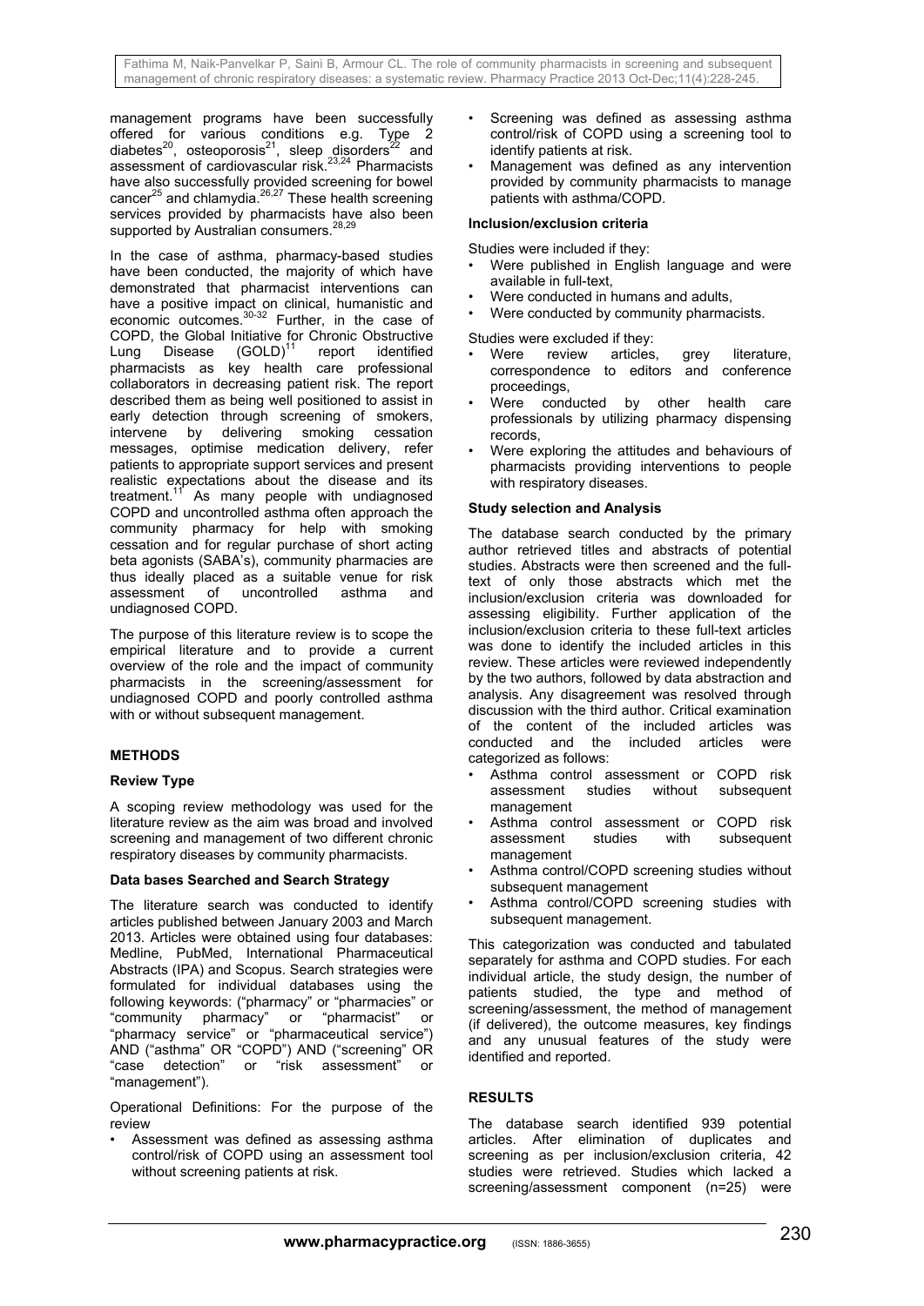management programs have been successfully offered for various conditions e.g. Type 2 diabetes[20], osteoporosis[21], sleep disorders[22] and assessment of cardiovascular risk.[23,24] Pharmacists have also successfully provided screening for bowel cancer[25] and chlamydia.[26,27] These health screening services provided by pharmacists have also been supported by Australian consumers.[28,29]

In the case of asthma, pharmacy-based studies have been conducted, the majority of which have demonstrated that pharmacist interventions can have a positive impact on clinical, humanistic and economic outcomes.[30-32] Further, in the case of COPD, the Global Initiative for Chronic Obstructive Lung Disease (GOLD)[11] report identified pharmacists as key health care professional collaborators in decreasing patient risk. The report described them as being well positioned to assist in early detection through screening of smokers, intervene by delivering smoking cessation messages, optimise medication delivery, refer patients to appropriate support services and present realistic expectations about the disease and its treatment.[11] As many people with undiagnosed COPD and uncontrolled asthma often approach the community pharmacy for help with smoking cessation and for regular purchase of short acting beta agonists (SABA's), community pharmacies are thus ideally placed as a suitable venue for risk assessment of uncontrolled asthma and undiagnosed COPD.

The purpose of this literature review is to scope the empirical literature and to provide a current overview of the role and the impact of community pharmacists in the screening/assessment for undiagnosed COPD and poorly controlled asthma with or without subsequent management.

## METHODS

### Review Type

A scoping review methodology was used for the literature review as the aim was broad and involved screening and management of two different chronic respiratory diseases by community pharmacists.

### Data bases Searched and Search Strategy

The literature search was conducted to identify articles published between January 2003 and March 2013. Articles were obtained using four databases: Medline, PubMed, International Pharmaceutical Abstracts (IPA) and Scopus. Search strategies were formulated for individual databases using the following keywords: ("pharmacy" or "pharmacies" or "community pharmacy" or "pharmacist" or "pharmacy service" or "pharmaceutical service") AND ("asthma" OR "COPD") AND ("screening" OR "case detection" or "risk assessment" or "management").

Operational Definitions: For the purpose of the review

- Assessment was defined as assessing asthma control/risk of COPD using an assessment tool without screening patients at risk.
- Screening was defined as assessing asthma control/risk of COPD using a screening tool to identify patients at risk.
- Management was defined as any intervention provided by community pharmacists to manage patients with asthma/COPD.

### Inclusion/exclusion criteria

Studies were included if they:

- Were published in English language and were available in full-text,
- Were conducted in humans and adults,
- Were conducted by community pharmacists.

Studies were excluded if they:

- Were review articles, grey literature, correspondence to editors and conference proceedings,
- Were conducted by other health care professionals by utilizing pharmacy dispensing records,
- Were exploring the attitudes and behaviours of pharmacists providing interventions to people with respiratory diseases.

### Study selection and Analysis

The database search conducted by the primary author retrieved titles and abstracts of potential studies. Abstracts were then screened and the full-text of only those abstracts which met the inclusion/exclusion criteria was downloaded for assessing eligibility. Further application of the inclusion/exclusion criteria to these full-text articles was done to identify the included articles in this review. These articles were reviewed independently by the two authors, followed by data abstraction and analysis. Any disagreement was resolved through discussion with the third author. Critical examination of the content of the included articles was conducted and the included articles were categorized as follows:

- Asthma control assessment or COPD risk assessment studies without subsequent management
- Asthma control assessment or COPD risk assessment studies with subsequent management
- Asthma control/COPD screening studies without subsequent management
- Asthma control/COPD screening studies with subsequent management.

This categorization was conducted and tabulated separately for asthma and COPD studies. For each individual article, the study design, the number of patients studied, the type and method of screening/assessment, the method of management (if delivered), the outcome measures, key findings and any unusual features of the study were identified and reported.

## RESULTS

The database search identified 939 potential articles. After elimination of duplicates and screening as per inclusion/exclusion criteria, 42 studies were retrieved. Studies which lacked a screening/assessment component (n=25) were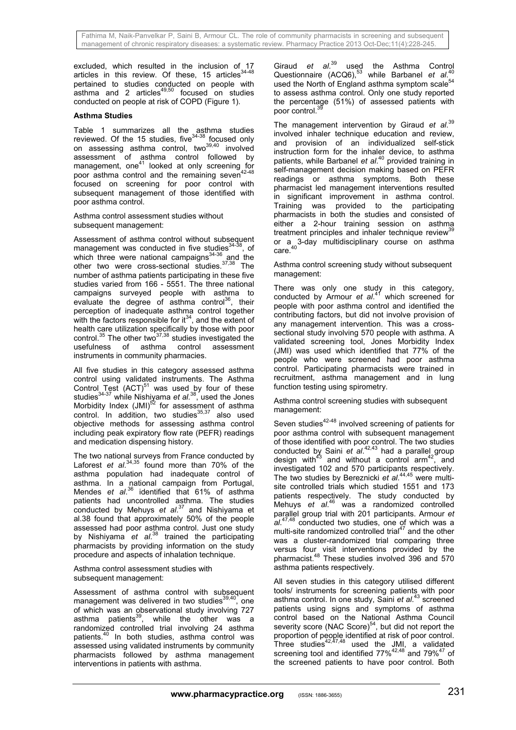excluded, which resulted in the inclusion of 17 articles in this review. Of these, 15 articles[34-48] pertained to studies conducted on people with asthma and 2 articles[49,50] focused on studies conducted on people at risk of COPD (Figure 1).

**Asthma Studies**

Table 1 summarizes all the asthma studies reviewed. Of the 15 studies, five[34-38] focused only on assessing asthma control, two[39,40] involved assessment of asthma control followed by management, one[41] looked at only screening for poor asthma control and the remaining seven[42-48] focused on screening for poor control with subsequent management of those identified with poor asthma control.

Asthma control assessment studies without subsequent management:

Assessment of asthma control without subsequent management was conducted in five studies[34-38], of which three were national campaigns[34-36] and the other two were cross-sectional studies.[37,38] The number of asthma patients participating in these five studies varied from 166 - 5551. The three national campaigns surveyed people with asthma to evaluate the degree of asthma control[36], their perception of inadequate asthma control together with the factors responsible for it[34], and the extent of health care utilization specifically by those with poor control.[35] The other two[37,38] studies investigated the usefulness of asthma control assessment instruments in community pharmacies.

All five studies in this category assessed asthma control using validated instruments. The Asthma Control Test (ACT)[51] was used by four of these studies[34-37] while Nishiyama *et al*.[38], used the Jones Morbidity Index (JMI)[52] for assessment of asthma control. In addition, two studies[35,37] also used objective methods for assessing asthma control including peak expiratory flow rate (PEFR) readings and medication dispensing history.

The two national surveys from France conducted by Laforest *et al*.[34,35] found more than 70% of the asthma population had inadequate control of asthma. In a national campaign from Portugal, Mendes *et al*.[36] identified that 61% of asthma patients had uncontrolled asthma. The studies conducted by Mehuys *et al*.[37] and Nishiyama et al.38 found that approximately 50% of the people assessed had poor asthma control. Just one study by Nishiyama *et al*.[38] trained the participating pharmacists by providing information on the study procedure and aspects of inhalation technique.

Asthma control assessment studies with subsequent management:

Assessment of asthma control with subsequent management was delivered in two studies[39,40], one of which was an observational study involving 727 asthma patients[39], while the other was a randomized controlled trial involving 24 asthma patients.[40] In both studies, asthma control was assessed using validated instruments by community pharmacists followed by asthma management interventions in patients with asthma.

Giraud *et al*.[39] used the Asthma Control Questionnaire (ACQ6),[53] while Barbanel *et al*.[40] used the North of England asthma symptom scale[54] to assess asthma control. Only one study reported the percentage (51%) of assessed patients with poor control.[39]

The management intervention by Giraud *et al*.[39] involved inhaler technique education and review, and provision of an individualized self-stick instruction form for the inhaler device, to asthma patients, while Barbanel *et al*.[40] provided training in self-management decision making based on PEFR readings or asthma symptoms. Both these pharmacist led management interventions resulted in significant improvement in asthma control. Training was provided to the participating pharmacists in both the studies and consisted of either a 2-hour training session on asthma treatment principles and inhaler technique review[39] or a 3-day multidisciplinary course on asthma care.[40]

Asthma control screening study without subsequent management:

There was only one study in this category, conducted by Armour *et al*.[41] which screened for people with poor asthma control and identified the contributing factors, but did not involve provision of any management intervention. This was a cross-sectional study involving 570 people with asthma. A validated screening tool, Jones Morbidity Index (JMI) was used which identified that 77% of the people who were screened had poor asthma control. Participating pharmacists were trained in recruitment, asthma management and in lung function testing using spirometry.

Asthma control screening studies with subsequent management:

Seven studies[42-48] involved screening of patients for poor asthma control with subsequent management of those identified with poor control. The two studies conducted by Saini *et al*.[42,43] had a parallel group design with[43] and without a control arm[42], and investigated 102 and 570 participants respectively. The two studies by Bereznicki *et al*.[44,45] were multi-site controlled trials which studied 1551 and 173 patients respectively. The study conducted by Mehuys *et al*.[46] was a randomized controlled parallel group trial with 201 participants. Armour *et al*.[47,48] conducted two studies, one of which was a multi-site randomized controlled trial[47] and the other was a cluster-randomized trial comparing three versus four visit interventions provided by the pharmacist.[48] These studies involved 396 and 570 asthma patients respectively.

All seven studies in this category utilised different tools/ instruments for screening patients with poor asthma control. In one study, Saini *et al*.[43] screened patients using signs and symptoms of asthma control based on the National Asthma Council severity score (NAC Score)[54], but did not report the proportion of people identified at risk of poor control. Three studies[42,47,48] used the JMI, a validated screening tool and identified 77%[42,48] and 79%[47] of the screened patients to have poor control. Both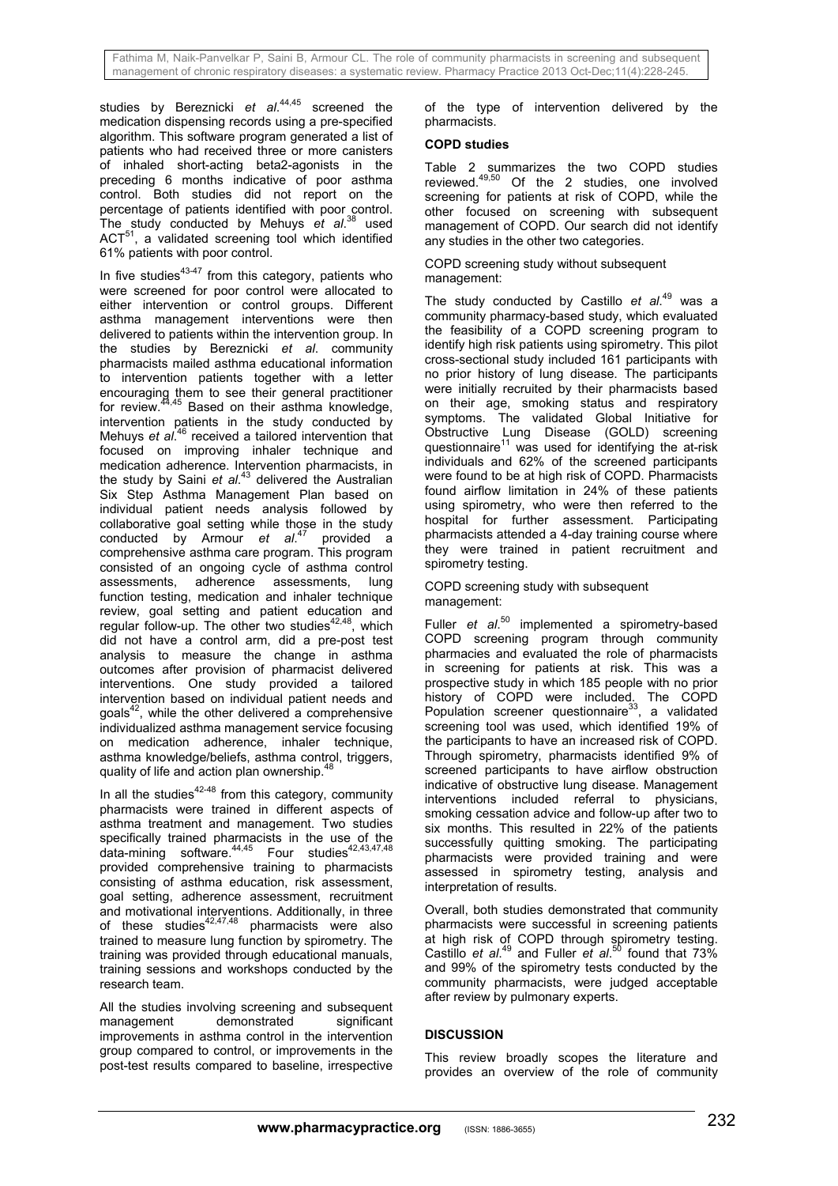studies by Bereznicki *et al*.[44,45] screened the medication dispensing records using a pre-specified algorithm. This software program generated a list of patients who had received three or more canisters of inhaled short-acting beta2-agonists in the preceding 6 months indicative of poor asthma control. Both studies did not report on the percentage of patients identified with poor control. The study conducted by Mehuys *et al*.[38] used ACT[51], a validated screening tool which identified 61% patients with poor control.

In five studies[43-47] from this category, patients who were screened for poor control were allocated to either intervention or control groups. Different asthma management interventions were then delivered to patients within the intervention group. In the studies by Bereznicki *et al*. community pharmacists mailed asthma educational information to intervention patients together with a letter encouraging them to see their general practitioner for review.[44,45] Based on their asthma knowledge, intervention patients in the study conducted by Mehuys *et al*.[46] received a tailored intervention that focused on improving inhaler technique and medication adherence. Intervention pharmacists, in the study by Saini *et al*.[43] delivered the Australian Six Step Asthma Management Plan based on individual patient needs analysis followed by collaborative goal setting while those in the study conducted by Armour *et al*.[47] provided a comprehensive asthma care program. This program consisted of an ongoing cycle of asthma control assessments, adherence assessments, lung function testing, medication and inhaler technique review, goal setting and patient education and regular follow-up. The other two studies[42,48], which did not have a control arm, did a pre-post test analysis to measure the change in asthma outcomes after provision of pharmacist delivered interventions. One study provided a tailored intervention based on individual patient needs and goals[42], while the other delivered a comprehensive individualized asthma management service focusing on medication adherence, inhaler technique, asthma knowledge/beliefs, asthma control, triggers, quality of life and action plan ownership.[48]

In all the studies[42-48] from this category, community pharmacists were trained in different aspects of asthma treatment and management. Two studies specifically trained pharmacists in the use of the data-mining software.[44,45] Four studies[42,43,47,48] provided comprehensive training to pharmacists consisting of asthma education, risk assessment, goal setting, adherence assessment, recruitment and motivational interventions. Additionally, in three of these studies[42,47,48] pharmacists were also trained to measure lung function by spirometry. The training was provided through educational manuals, training sessions and workshops conducted by the research team.

All the studies involving screening and subsequent management demonstrated significant improvements in asthma control in the intervention group compared to control, or improvements in the post-test results compared to baseline, irrespective of the type of intervention delivered by the pharmacists.

**COPD studies**

Table 2 summarizes the two COPD studies reviewed.[49,50] Of the 2 studies, one involved screening for patients at risk of COPD, while the other focused on screening with subsequent management of COPD. Our search did not identify any studies in the other two categories.

COPD screening study without subsequent management:

The study conducted by Castillo *et al*.[49] was a community pharmacy-based study, which evaluated the feasibility of a COPD screening program to identify high risk patients using spirometry. This pilot cross-sectional study included 161 participants with no prior history of lung disease. The participants were initially recruited by their pharmacists based on their age, smoking status and respiratory symptoms. The validated Global Initiative for Obstructive Lung Disease (GOLD) screening questionnaire[11] was used for identifying the at-risk individuals and 62% of the screened participants were found to be at high risk of COPD. Pharmacists found airflow limitation in 24% of these patients using spirometry, who were then referred to the hospital for further assessment. Participating pharmacists attended a 4-day training course where they were trained in patient recruitment and spirometry testing.

COPD screening study with subsequent management:

Fuller *et al*.[50] implemented a spirometry-based COPD screening program through community pharmacies and evaluated the role of pharmacists in screening for patients at risk. This was a prospective study in which 185 people with no prior history of COPD were included. The COPD Population screener questionnaire[33], a validated screening tool was used, which identified 19% of the participants to have an increased risk of COPD. Through spirometry, pharmacists identified 9% of screened participants to have airflow obstruction indicative of obstructive lung disease. Management interventions included referral to physicians, smoking cessation advice and follow-up after two to six months. This resulted in 22% of the patients successfully quitting smoking. The participating pharmacists were provided training and were assessed in spirometry testing, analysis and interpretation of results.

Overall, both studies demonstrated that community pharmacists were successful in screening patients at high risk of COPD through spirometry testing. Castillo *et al*.[49] and Fuller *et al*.[50] found that 73% and 99% of the spirometry tests conducted by the community pharmacists, were judged acceptable after review by pulmonary experts.

## DISCUSSION

This review broadly scopes the literature and provides an overview of the role of community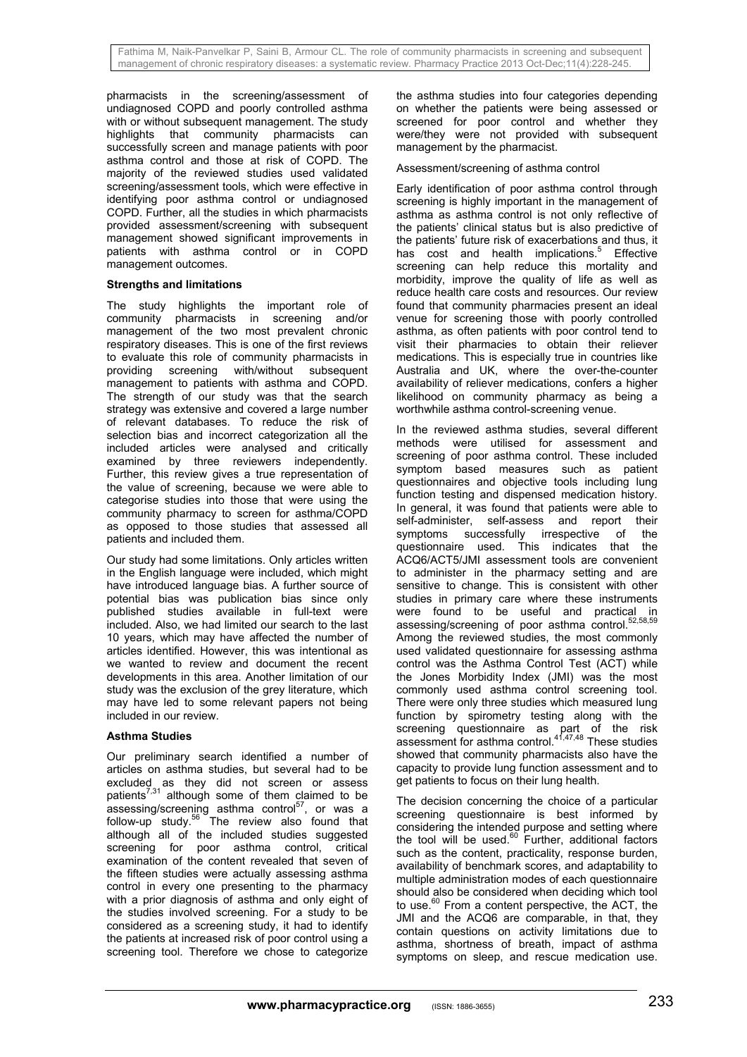pharmacists in the screening/assessment of undiagnosed COPD and poorly controlled asthma with or without subsequent management. The study highlights that community pharmacists can successfully screen and manage patients with poor asthma control and those at risk of COPD. The majority of the reviewed studies used validated screening/assessment tools, which were effective in identifying poor asthma control or undiagnosed COPD. Further, all the studies in which pharmacists provided assessment/screening with subsequent management showed significant improvements in patients with asthma control or in COPD management outcomes.

### Strengths and limitations

The study highlights the important role of community pharmacists in screening and/or management of the two most prevalent chronic respiratory diseases. This is one of the first reviews to evaluate this role of community pharmacists in providing screening with/without subsequent management to patients with asthma and COPD. The strength of our study was that the search strategy was extensive and covered a large number of relevant databases. To reduce the risk of selection bias and incorrect categorization all the included articles were analysed and critically examined by three reviewers independently. Further, this review gives a true representation of the value of screening, because we were able to categorise studies into those that were using the community pharmacy to screen for asthma/COPD as opposed to those studies that assessed all patients and included them.

Our study had some limitations. Only articles written in the English language were included, which might have introduced language bias. A further source of potential bias was publication bias since only published studies available in full-text were included. Also, we had limited our search to the last 10 years, which may have affected the number of articles identified. However, this was intentional as we wanted to review and document the recent developments in this area. Another limitation of our study was the exclusion of the grey literature, which may have led to some relevant papers not being included in our review.

### Asthma Studies

Our preliminary search identified a number of articles on asthma studies, but several had to be excluded as they did not screen or assess patients[7,31] although some of them claimed to be assessing/screening asthma control[57], or was a follow-up study.[56] The review also found that although all of the included studies suggested screening for poor asthma control, critical examination of the content revealed that seven of the fifteen studies were actually assessing asthma control in every one presenting to the pharmacy with a prior diagnosis of asthma and only eight of the studies involved screening. For a study to be considered as a screening study, it had to identify the patients at increased risk of poor control using a screening tool. Therefore we chose to categorize the asthma studies into four categories depending on whether the patients were being assessed or screened for poor control and whether they were/they were not provided with subsequent management by the pharmacist.

Assessment/screening of asthma control

Early identification of poor asthma control through screening is highly important in the management of asthma as asthma control is not only reflective of the patients' clinical status but is also predictive of the patients' future risk of exacerbations and thus, it has cost and health implications.[5] Effective screening can help reduce this mortality and morbidity, improve the quality of life as well as reduce health care costs and resources. Our review found that community pharmacies present an ideal venue for screening those with poorly controlled asthma, as often patients with poor control tend to visit their pharmacies to obtain their reliever medications. This is especially true in countries like Australia and UK, where the over-the-counter availability of reliever medications, confers a higher likelihood on community pharmacy as being a worthwhile asthma control-screening venue.

In the reviewed asthma studies, several different methods were utilised for assessment and screening of poor asthma control. These included symptom based measures such as patient questionnaires and objective tools including lung function testing and dispensed medication history. In general, it was found that patients were able to self-administer, self-assess and report their symptoms successfully irrespective of the questionnaire used. This indicates that the ACQ6/ACT5/JMI assessment tools are convenient to administer in the pharmacy setting and are sensitive to change. This is consistent with other studies in primary care where these instruments were found to be useful and practical in assessing/screening of poor asthma control.[52,58,59] Among the reviewed studies, the most commonly used validated questionnaire for assessing asthma control was the Asthma Control Test (ACT) while the Jones Morbidity Index (JMI) was the most commonly used asthma control screening tool. There were only three studies which measured lung function by spirometry testing along with the screening questionnaire as part of the risk assessment for asthma control.[41,47,48] These studies showed that community pharmacists also have the capacity to provide lung function assessment and to get patients to focus on their lung health.

The decision concerning the choice of a particular screening questionnaire is best informed by considering the intended purpose and setting where the tool will be used.[60] Further, additional factors such as the content, practicality, response burden, availability of benchmark scores, and adaptability to multiple administration modes of each questionnaire should also be considered when deciding which tool to use.[60] From a content perspective, the ACT, the JMI and the ACQ6 are comparable, in that, they contain questions on activity limitations due to asthma, shortness of breath, impact of asthma symptoms on sleep, and rescue medication use.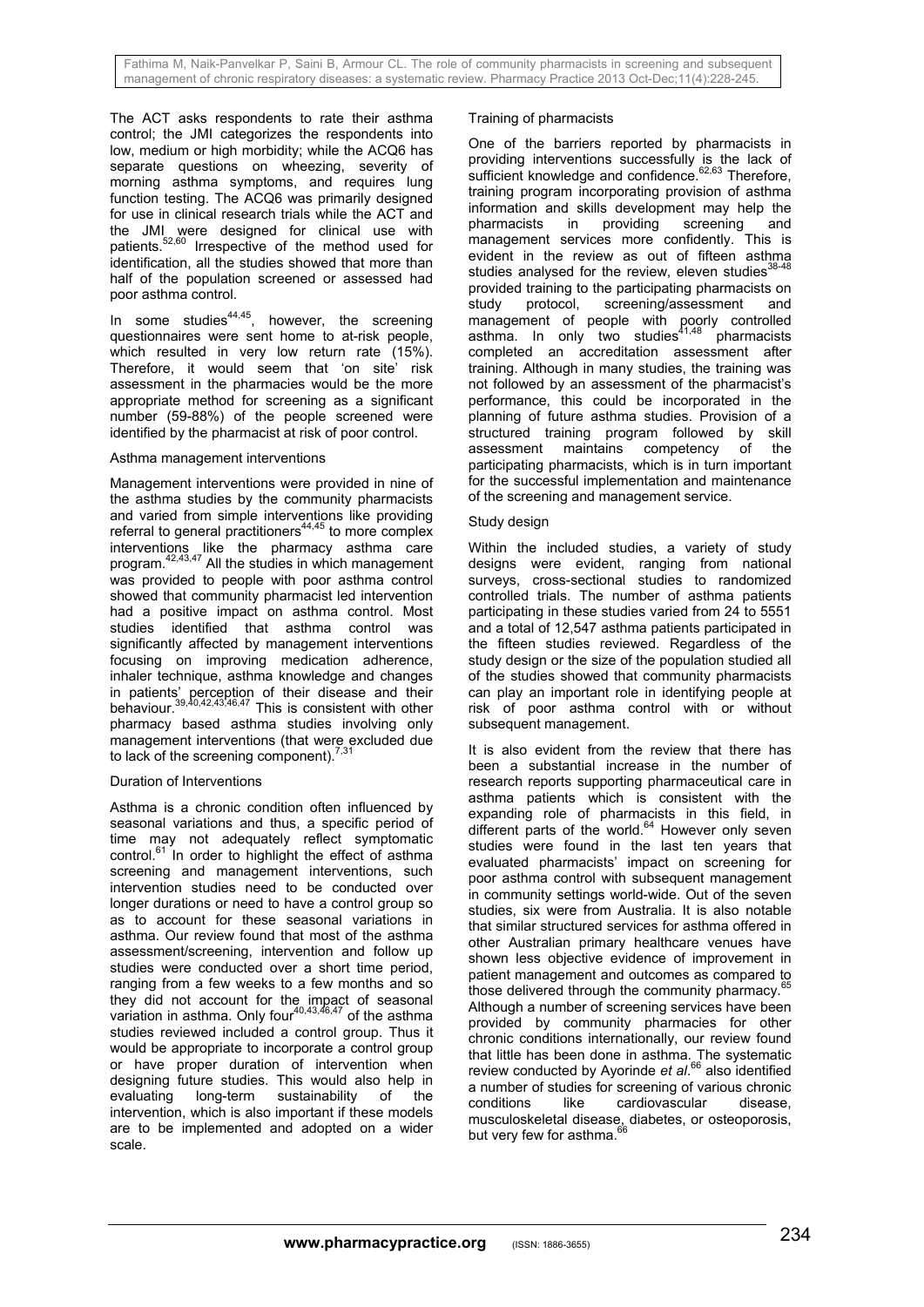The ACT asks respondents to rate their asthma control; the JMI categorizes the respondents into low, medium or high morbidity; while the ACQ6 has separate questions on wheezing, severity of morning asthma symptoms, and requires lung function testing. The ACQ6 was primarily designed for use in clinical research trials while the ACT and the JMI were designed for clinical use with patients.[52,60] Irrespective of the method used for identification, all the studies showed that more than half of the population screened or assessed had poor asthma control.

In some studies[44,45], however, the screening questionnaires were sent home to at-risk people, which resulted in very low return rate (15%). Therefore, it would seem that 'on site' risk assessment in the pharmacies would be the more appropriate method for screening as a significant number (59-88%) of the people screened were identified by the pharmacist at risk of poor control.

### Asthma management interventions

Management interventions were provided in nine of the asthma studies by the community pharmacists and varied from simple interventions like providing referral to general practitioners[44,45] to more complex interventions like the pharmacy asthma care program.[42,43,47] All the studies in which management was provided to people with poor asthma control showed that community pharmacist led intervention had a positive impact on asthma control. Most studies identified that asthma control was significantly affected by management interventions focusing on improving medication adherence, inhaler technique, asthma knowledge and changes in patients' perception of their disease and their behaviour.[39,40,42,43,46,47] This is consistent with other pharmacy based asthma studies involving only management interventions (that were excluded due to lack of the screening component).[7,31]

### Duration of Interventions

Asthma is a chronic condition often influenced by seasonal variations and thus, a specific period of time may not adequately reflect symptomatic control.[61] In order to highlight the effect of asthma screening and management interventions, such intervention studies need to be conducted over longer durations or need to have a control group so as to account for these seasonal variations in asthma. Our review found that most of the asthma assessment/screening, intervention and follow up studies were conducted over a short time period, ranging from a few weeks to a few months and so they did not account for the impact of seasonal variation in asthma. Only four[40,43,46,47] of the asthma studies reviewed included a control group. Thus it would be appropriate to incorporate a control group or have proper duration of intervention when designing future studies. This would also help in evaluating long-term sustainability of the intervention, which is also important if these models are to be implemented and adopted on a wider scale.

### Training of pharmacists

One of the barriers reported by pharmacists in providing interventions successfully is the lack of sufficient knowledge and confidence.[62,63] Therefore, training program incorporating provision of asthma information and skills development may help the pharmacists in providing screening and management services more confidently. This is evident in the review as out of fifteen asthma studies analysed for the review, eleven studies[38-48] provided training to the participating pharmacists on study protocol, screening/assessment and management of people with poorly controlled asthma. In only two studies[41,48] pharmacists completed an accreditation assessment after training. Although in many studies, the training was not followed by an assessment of the pharmacist's performance, this could be incorporated in the planning of future asthma studies. Provision of a structured training program followed by skill assessment maintains competency of the participating pharmacists, which is in turn important for the successful implementation and maintenance of the screening and management service.

### Study design

Within the included studies, a variety of study designs were evident, ranging from national surveys, cross-sectional studies to randomized controlled trials. The number of asthma patients participating in these studies varied from 24 to 5551 and a total of 12,547 asthma patients participated in the fifteen studies reviewed. Regardless of the study design or the size of the population studied all of the studies showed that community pharmacists can play an important role in identifying people at risk of poor asthma control with or without subsequent management.

It is also evident from the review that there has been a substantial increase in the number of research reports supporting pharmaceutical care in asthma patients which is consistent with the expanding role of pharmacists in this field, in different parts of the world.[64] However only seven studies were found in the last ten years that evaluated pharmacists' impact on screening for poor asthma control with subsequent management in community settings world-wide. Out of the seven studies, six were from Australia. It is also notable that similar structured services for asthma offered in other Australian primary healthcare venues have shown less objective evidence of improvement in patient management and outcomes as compared to those delivered through the community pharmacy.[65] Although a number of screening services have been provided by community pharmacies for other chronic conditions internationally, our review found that little has been done in asthma. The systematic review conducted by Ayorinde *et al.*[66] also identified a number of studies for screening of various chronic conditions like cardiovascular disease, musculoskeletal disease, diabetes, or osteoporosis, but very few for asthma.[66]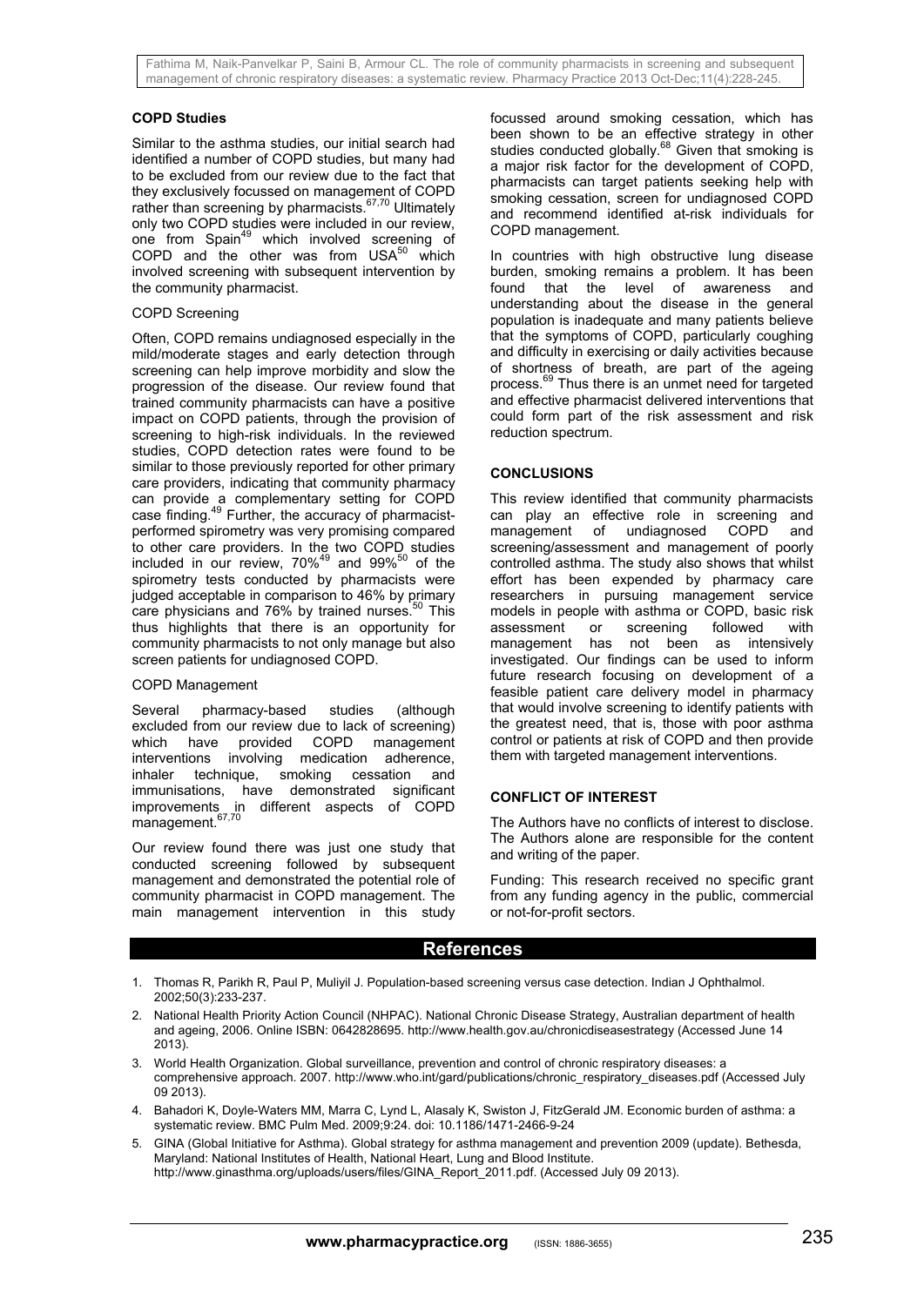### COPD Studies

Similar to the asthma studies, our initial search had identified a number of COPD studies, but many had to be excluded from our review due to the fact that they exclusively focussed on management of COPD rather than screening by pharmacists.[67,70] Ultimately only two COPD studies were included in our review, one from Spain[49] which involved screening of COPD and the other was from USA[50] which involved screening with subsequent intervention by the community pharmacist.

#### COPD Screening

Often, COPD remains undiagnosed especially in the mild/moderate stages and early detection through screening can help improve morbidity and slow the progression of the disease. Our review found that trained community pharmacists can have a positive impact on COPD patients, through the provision of screening to high-risk individuals. In the reviewed studies, COPD detection rates were found to be similar to those previously reported for other primary care providers, indicating that community pharmacy can provide a complementary setting for COPD case finding.[49] Further, the accuracy of pharmacist-performed spirometry was very promising compared to other care providers. In the two COPD studies included in our review, 70%[49] and 99%[50] of the spirometry tests conducted by pharmacists were judged acceptable in comparison to 46% by primary care physicians and 76% by trained nurses.[50] This thus highlights that there is an opportunity for community pharmacists to not only manage but also screen patients for undiagnosed COPD.

#### COPD Management

Several pharmacy-based studies (although excluded from our review due to lack of screening) which have provided COPD management interventions involving medication adherence, inhaler technique, smoking cessation and immunisations, have demonstrated significant improvements in different aspects of COPD management.[67,70]

Our review found there was just one study that conducted screening followed by subsequent management and demonstrated the potential role of community pharmacist in COPD management. The main management intervention in this study focussed around smoking cessation, which has been shown to be an effective strategy in other studies conducted globally.[68] Given that smoking is a major risk factor for the development of COPD, pharmacists can target patients seeking help with smoking cessation, screen for undiagnosed COPD and recommend identified at-risk individuals for COPD management.

In countries with high obstructive lung disease burden, smoking remains a problem. It has been found that the level of awareness and understanding about the disease in the general population is inadequate and many patients believe that the symptoms of COPD, particularly coughing and difficulty in exercising or daily activities because of shortness of breath, are part of the ageing process.[69] Thus there is an unmet need for targeted and effective pharmacist delivered interventions that could form part of the risk assessment and risk reduction spectrum.

### CONCLUSIONS

This review identified that community pharmacists can play an effective role in screening and management of undiagnosed COPD and screening/assessment and management of poorly controlled asthma. The study also shows that whilst effort has been expended by pharmacy care researchers in pursuing management service models in people with asthma or COPD, basic risk assessment or screening followed with management has not been as intensively investigated. Our findings can be used to inform future research focusing on development of a feasible patient care delivery model in pharmacy that would involve screening to identify patients with the greatest need, that is, those with poor asthma control or patients at risk of COPD and then provide them with targeted management interventions.

### CONFLICT OF INTEREST

The Authors have no conflicts of interest to disclose. The Authors alone are responsible for the content and writing of the paper.

Funding: This research received no specific grant from any funding agency in the public, commercial or not-for-profit sectors.

## References

1. Thomas R, Parikh R, Paul P, Muliyil J. Population-based screening versus case detection. Indian J Ophthalmol. 2002;50(3):233-237.
2. National Health Priority Action Council (NHPAC). National Chronic Disease Strategy, Australian department of health and ageing, 2006. Online ISBN: 0642828695. http://www.health.gov.au/chronicdiseasestrategy (Accessed June 14 2013).
3. World Health Organization. Global surveillance, prevention and control of chronic respiratory diseases: a comprehensive approach. 2007. http://www.who.int/gard/publications/chronic_respiratory_diseases.pdf (Accessed July 09 2013).
4. Bahadori K, Doyle-Waters MM, Marra C, Lynd L, Alasaly K, Swiston J, FitzGerald JM. Economic burden of asthma: a systematic review. BMC Pulm Med. 2009;9:24. doi: 10.1186/1471-2466-9-24
5. GINA (Global Initiative for Asthma). Global strategy for asthma management and prevention 2009 (update). Bethesda, Maryland: National Institutes of Health, National Heart, Lung and Blood Institute. http://www.ginasthma.org/uploads/users/files/GINA_Report_2011.pdf. (Accessed July 09 2013).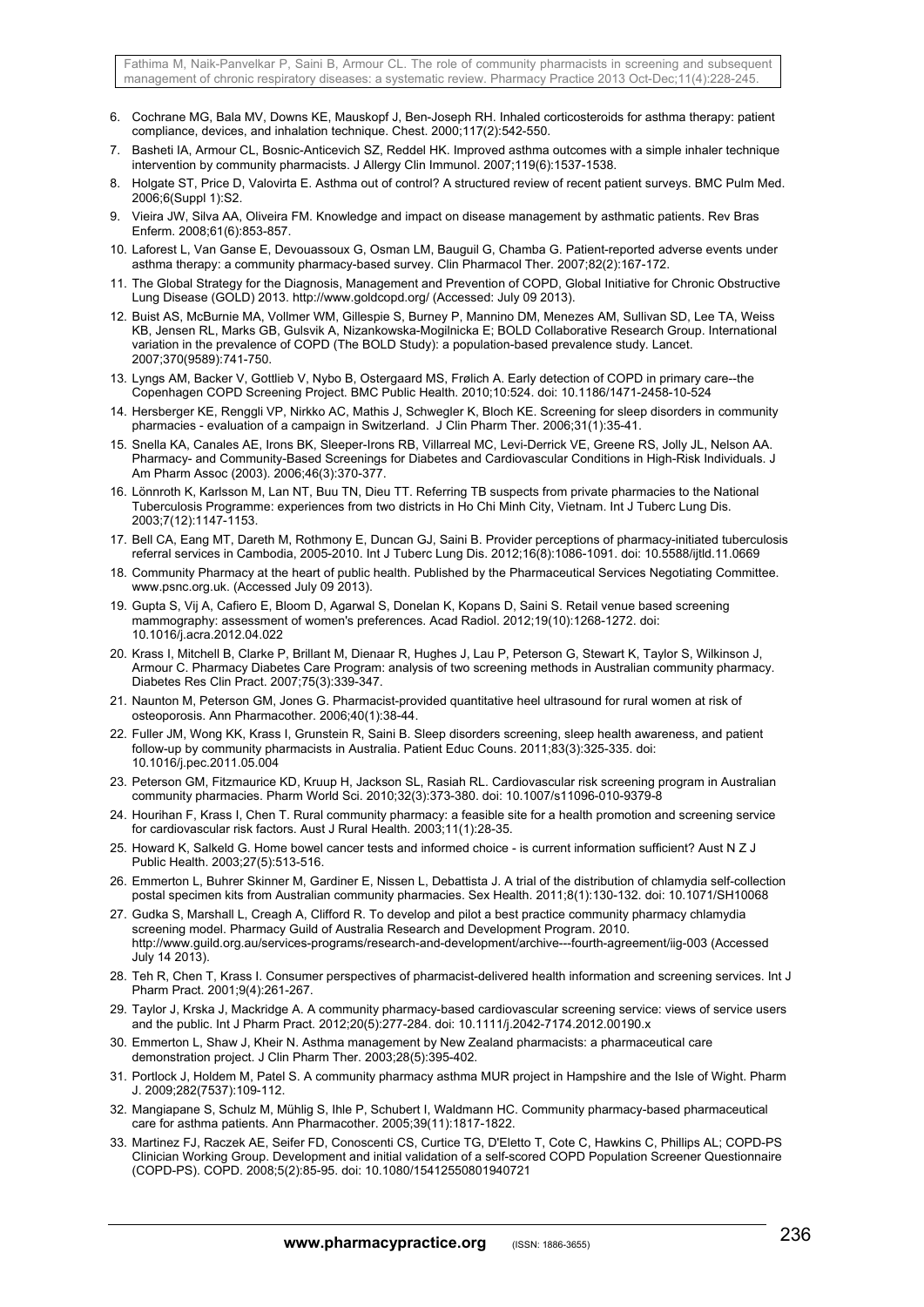6. Cochrane MG, Bala MV, Downs KE, Mauskopf J, Ben-Joseph RH. Inhaled corticosteroids for asthma therapy: patient compliance, devices, and inhalation technique. Chest. 2000;117(2):542-550.
7. Basheti IA, Armour CL, Bosnic-Anticevich SZ, Reddel HK. Improved asthma outcomes with a simple inhaler technique intervention by community pharmacists. J Allergy Clin Immunol. 2007;119(6):1537-1538.
8. Holgate ST, Price D, Valovirta E. Asthma out of control? A structured review of recent patient surveys. BMC Pulm Med. 2006;6(Suppl 1):S2.
9. Vieira JW, Silva AA, Oliveira FM. Knowledge and impact on disease management by asthmatic patients. Rev Bras Enferm. 2008;61(6):853-857.
10. Laforest L, Van Ganse E, Devouassoux G, Osman LM, Bauguil G, Chamba G. Patient-reported adverse events under asthma therapy: a community pharmacy-based survey. Clin Pharmacol Ther. 2007;82(2):167-172.
11. The Global Strategy for the Diagnosis, Management and Prevention of COPD, Global Initiative for Chronic Obstructive Lung Disease (GOLD) 2013. http://www.goldcopd.org/ (Accessed: July 09 2013).
12. Buist AS, McBurnie MA, Vollmer WM, Gillespie S, Burney P, Mannino DM, Menezes AM, Sullivan SD, Lee TA, Weiss KB, Jensen RL, Marks GB, Gulsvik A, Nizankowska-Mogilnicka E; BOLD Collaborative Research Group. International variation in the prevalence of COPD (The BOLD Study): a population-based prevalence study. Lancet. 2007;370(9589):741-750.
13. Lyngs AM, Backer V, Gottlieb V, Nybo B, Ostergaard MS, Frølich A. Early detection of COPD in primary care--the Copenhagen COPD Screening Project. BMC Public Health. 2010;10:524. doi: 10.1186/1471-2458-10-524
14. Hersberger KE, Renggli VP, Nirkko AC, Mathis J, Schwegler K, Bloch KE. Screening for sleep disorders in community pharmacies - evaluation of a campaign in Switzerland. J Clin Pharm Ther. 2006;31(1):35-41.
15. Snella KA, Canales AE, Irons BK, Sleeper-Irons RB, Villarreal MC, Levi-Derrick VE, Greene RS, Jolly JL, Nelson AA. Pharmacy- and Community-Based Screenings for Diabetes and Cardiovascular Conditions in High-Risk Individuals. J Am Pharm Assoc (2003). 2006;46(3):370-377.
16. Lönnroth K, Karlsson M, Lan NT, Buu TN, Dieu TT. Referring TB suspects from private pharmacies to the National Tuberculosis Programme: experiences from two districts in Ho Chi Minh City, Vietnam. Int J Tuberc Lung Dis. 2003;7(12):1147-1153.
17. Bell CA, Eang MT, Dareth M, Rothmony E, Duncan GJ, Saini B. Provider perceptions of pharmacy-initiated tuberculosis referral services in Cambodia, 2005-2010. Int J Tuberc Lung Dis. 2012;16(8):1086-1091. doi: 10.5588/ijtld.11.0669
18. Community Pharmacy at the heart of public health. Published by the Pharmaceutical Services Negotiating Committee. www.psnc.org.uk. (Accessed July 09 2013).
19. Gupta S, Vij A, Cafiero E, Bloom D, Agarwal S, Donelan K, Kopans D, Saini S. Retail venue based screening mammography: assessment of women's preferences. Acad Radiol. 2012;19(10):1268-1272. doi: 10.1016/j.acra.2012.04.022
20. Krass I, Mitchell B, Clarke P, Brillant M, Dienaar R, Hughes J, Lau P, Peterson G, Stewart K, Taylor S, Wilkinson J, Armour C. Pharmacy Diabetes Care Program: analysis of two screening methods in Australian community pharmacy. Diabetes Res Clin Pract. 2007;75(3):339-347.
21. Naunton M, Peterson GM, Jones G. Pharmacist-provided quantitative heel ultrasound for rural women at risk of osteoporosis. Ann Pharmacother. 2006;40(1):38-44.
22. Fuller JM, Wong KK, Krass I, Grunstein R, Saini B. Sleep disorders screening, sleep health awareness, and patient follow-up by community pharmacists in Australia. Patient Educ Couns. 2011;83(3):325-335. doi: 10.1016/j.pec.2011.05.004
23. Peterson GM, Fitzmaurice KD, Kruup H, Jackson SL, Rasiah RL. Cardiovascular risk screening program in Australian community pharmacies. Pharm World Sci. 2010;32(3):373-380. doi: 10.1007/s11096-010-9379-8
24. Hourihan F, Krass I, Chen T. Rural community pharmacy: a feasible site for a health promotion and screening service for cardiovascular risk factors. Aust J Rural Health. 2003;11(1):28-35.
25. Howard K, Salkeld G. Home bowel cancer tests and informed choice - is current information sufficient? Aust N Z J Public Health. 2003;27(5):513-516.
26. Emmerton L, Buhrer Skinner M, Gardiner E, Nissen L, Debattista J. A trial of the distribution of chlamydia self-collection postal specimen kits from Australian community pharmacies. Sex Health. 2011;8(1):130-132. doi: 10.1071/SH10068
27. Gudka S, Marshall L, Creagh A, Clifford R. To develop and pilot a best practice community pharmacy chlamydia screening model. Pharmacy Guild of Australia Research and Development Program. 2010. http://www.guild.org.au/services-programs/research-and-development/archive---fourth-agreement/iig-003 (Accessed July 14 2013).
28. Teh R, Chen T, Krass I. Consumer perspectives of pharmacist-delivered health information and screening services. Int J Pharm Pract. 2001;9(4):261-267.
29. Taylor J, Krska J, Mackridge A. A community pharmacy-based cardiovascular screening service: views of service users and the public. Int J Pharm Pract. 2012;20(5):277-284. doi: 10.1111/j.2042-7174.2012.00190.x
30. Emmerton L, Shaw J, Kheir N. Asthma management by New Zealand pharmacists: a pharmaceutical care demonstration project. J Clin Pharm Ther. 2003;28(5):395-402.
31. Portlock J, Holdem M, Patel S. A community pharmacy asthma MUR project in Hampshire and the Isle of Wight. Pharm J. 2009;282(7537):109-112.
32. Mangiapane S, Schulz M, Mühlig S, Ihle P, Schubert I, Waldmann HC. Community pharmacy-based pharmaceutical care for asthma patients. Ann Pharmacother. 2005;39(11):1817-1822.
33. Martinez FJ, Raczek AE, Seifer FD, Conoscenti CS, Curtice TG, D'Eletto T, Cote C, Hawkins C, Phillips AL; COPD-PS Clinician Working Group. Development and initial validation of a self-scored COPD Population Screener Questionnaire (COPD-PS). COPD. 2008;5(2):85-95. doi: 10.1080/15412550801940721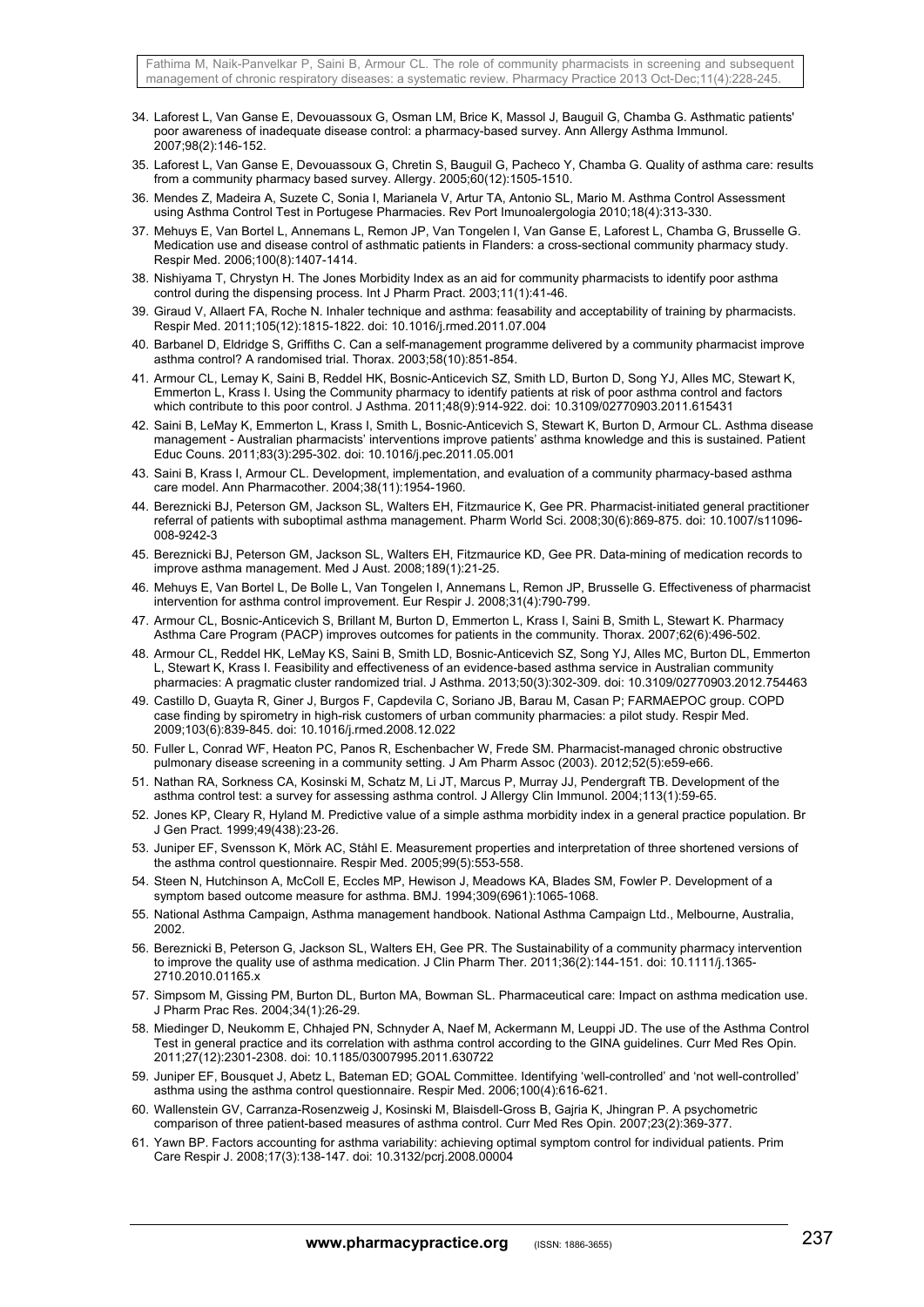34. Laforest L, Van Ganse E, Devouassoux G, Osman LM, Brice K, Massol J, Bauguil G, Chamba G. Asthmatic patients' poor awareness of inadequate disease control: a pharmacy-based survey. Ann Allergy Asthma Immunol. 2007;98(2):146-152.
35. Laforest L, Van Ganse E, Devouassoux G, Chretin S, Bauguil G, Pacheco Y, Chamba G. Quality of asthma care: results from a community pharmacy based survey. Allergy. 2005;60(12):1505-1510.
36. Mendes Z, Madeira A, Suzete C, Sonia I, Marianela V, Artur TA, Antonio SL, Mario M. Asthma Control Assessment using Asthma Control Test in Portugese Pharmacies. Rev Port Imunoalergologia 2010;18(4):313-330.
37. Mehuys E, Van Bortel L, Annemans L, Remon JP, Van Tongelen I, Van Ganse E, Laforest L, Chamba G, Brusselle G. Medication use and disease control of asthmatic patients in Flanders: a cross-sectional community pharmacy study. Respir Med. 2006;100(8):1407-1414.
38. Nishiyama T, Chrystyn H. The Jones Morbidity Index as an aid for community pharmacists to identify poor asthma control during the dispensing process. Int J Pharm Pract. 2003;11(1):41-46.
39. Giraud V, Allaert FA, Roche N. Inhaler technique and asthma: feasability and acceptability of training by pharmacists. Respir Med. 2011;105(12):1815-1822. doi: 10.1016/j.rmed.2011.07.004
40. Barbanel D, Eldridge S, Griffiths C. Can a self-management programme delivered by a community pharmacist improve asthma control? A randomised trial. Thorax. 2003;58(10):851-854.
41. Armour CL, Lemay K, Saini B, Reddel HK, Bosnic-Anticevich SZ, Smith LD, Burton D, Song YJ, Alles MC, Stewart K, Emmerton L, Krass I. Using the Community pharmacy to identify patients at risk of poor asthma control and factors which contribute to this poor control. J Asthma. 2011;48(9):914-922. doi: 10.3109/02770903.2011.615431
42. Saini B, LeMay K, Emmerton L, Krass I, Smith L, Bosnic-Anticevich S, Stewart K, Burton D, Armour CL. Asthma disease management - Australian pharmacists' interventions improve patients' asthma knowledge and this is sustained. Patient Educ Couns. 2011;83(3):295-302. doi: 10.1016/j.pec.2011.05.001
43. Saini B, Krass I, Armour CL. Development, implementation, and evaluation of a community pharmacy-based asthma care model. Ann Pharmacother. 2004;38(11):1954-1960.
44. Bereznicki BJ, Peterson GM, Jackson SL, Walters EH, Fitzmaurice K, Gee PR. Pharmacist-initiated general practitioner referral of patients with suboptimal asthma management. Pharm World Sci. 2008;30(6):869-875. doi: 10.1007/s11096-008-9242-3
45. Bereznicki BJ, Peterson GM, Jackson SL, Walters EH, Fitzmaurice KD, Gee PR. Data-mining of medication records to improve asthma management. Med J Aust. 2008;189(1):21-25.
46. Mehuys E, Van Bortel L, De Bolle L, Van Tongelen I, Annemans L, Remon JP, Brusselle G. Effectiveness of pharmacist intervention for asthma control improvement. Eur Respir J. 2008;31(4):790-799.
47. Armour CL, Bosnic-Anticevich S, Brillant M, Burton D, Emmerton L, Krass I, Saini B, Smith L, Stewart K. Pharmacy Asthma Care Program (PACP) improves outcomes for patients in the community. Thorax. 2007;62(6):496-502.
48. Armour CL, Reddel HK, LeMay KS, Saini B, Smith LD, Bosnic-Anticevich SZ, Song YJ, Alles MC, Burton DL, Emmerton L, Stewart K, Krass I. Feasibility and effectiveness of an evidence-based asthma service in Australian community pharmacies: A pragmatic cluster randomized trial. J Asthma. 2013;50(3):302-309. doi: 10.3109/02770903.2012.754463
49. Castillo D, Guayta R, Giner J, Burgos F, Capdevila C, Soriano JB, Barau M, Casan P; FARMAEPOC group. COPD case finding by spirometry in high-risk customers of urban community pharmacies: a pilot study. Respir Med. 2009;103(6):839-845. doi: 10.1016/j.rmed.2008.12.022
50. Fuller L, Conrad WF, Heaton PC, Panos R, Eschenbacher W, Frede SM. Pharmacist-managed chronic obstructive pulmonary disease screening in a community setting. J Am Pharm Assoc (2003). 2012;52(5):e59-e66.
51. Nathan RA, Sorkness CA, Kosinski M, Schatz M, Li JT, Marcus P, Murray JJ, Pendergraft TB. Development of the asthma control test: a survey for assessing asthma control. J Allergy Clin Immunol. 2004;113(1):59-65.
52. Jones KP, Cleary R, Hyland M. Predictive value of a simple asthma morbidity index in a general practice population. Br J Gen Pract. 1999;49(438):23-26.
53. Juniper EF, Svensson K, Mörk AC, Ståhl E. Measurement properties and interpretation of three shortened versions of the asthma control questionnaire. Respir Med. 2005;99(5):553-558.
54. Steen N, Hutchinson A, McColl E, Eccles MP, Hewison J, Meadows KA, Blades SM, Fowler P. Development of a symptom based outcome measure for asthma. BMJ. 1994;309(6961):1065-1068.
55. National Asthma Campaign, Asthma management handbook. National Asthma Campaign Ltd., Melbourne, Australia, 2002.
56. Bereznicki B, Peterson G, Jackson SL, Walters EH, Gee PR. The Sustainability of a community pharmacy intervention to improve the quality use of asthma medication. J Clin Pharm Ther. 2011;36(2):144-151. doi: 10.1111/j.1365-2710.2010.01165.x
57. Simpsom M, Gissing PM, Burton DL, Burton MA, Bowman SL. Pharmaceutical care: Impact on asthma medication use. J Pharm Prac Res. 2004;34(1):26-29.
58. Miedinger D, Neukomm E, Chhajed PN, Schnyder A, Naef M, Ackermann M, Leuppi JD. The use of the Asthma Control Test in general practice and its correlation with asthma control according to the GINA guidelines. Curr Med Res Opin. 2011;27(12):2301-2308. doi: 10.1185/03007995.2011.630722
59. Juniper EF, Bousquet J, Abetz L, Bateman ED; GOAL Committee. Identifying 'well-controlled' and 'not well-controlled' asthma using the asthma control questionnaire. Respir Med. 2006;100(4):616-621.
60. Wallenstein GV, Carranza-Rosenzweig J, Kosinski M, Blaisdell-Gross B, Gajria K, Jhingran P. A psychometric comparison of three patient-based measures of asthma control. Curr Med Res Opin. 2007;23(2):369-377.
61. Yawn BP. Factors accounting for asthma variability: achieving optimal symptom control for individual patients. Prim Care Respir J. 2008;17(3):138-147. doi: 10.3132/pcrj.2008.00004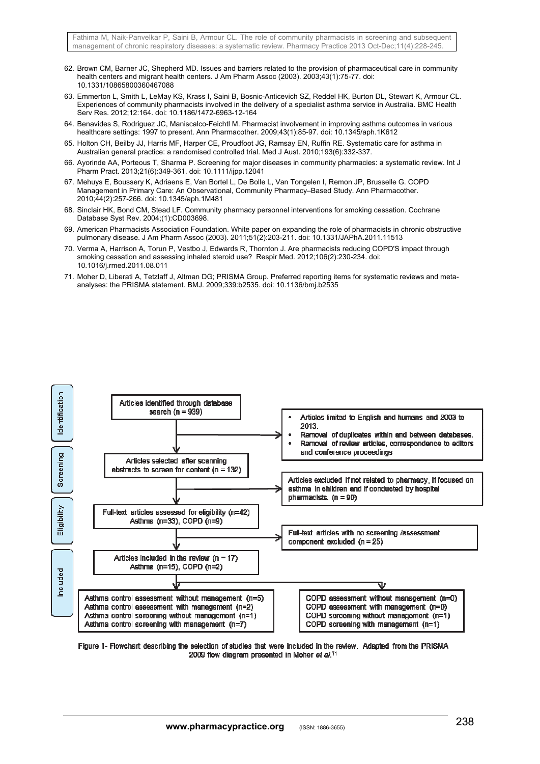62. Brown CM, Barner JC, Shepherd MD. Issues and barriers related to the provision of pharmaceutical care in community health centers and migrant health centers. J Am Pharm Assoc (2003). 2003;43(1):75-77. doi: 10.1331/10865800360467088

63. Emmerton L, Smith L, LeMay KS, Krass I, Saini B, Bosnic-Anticevich SZ, Reddel HK, Burton DL, Stewart K, Armour CL. Experiences of community pharmacists involved in the delivery of a specialist asthma service in Australia. BMC Health Serv Res. 2012;12:164. doi: 10.1186/1472-6963-12-164

64. Benavides S, Rodriguez JC, Maniscalco-Feichtl M. Pharmacist involvement in improving asthma outcomes in various healthcare settings: 1997 to present. Ann Pharmacother. 2009;43(1):85-97. doi: 10.1345/aph.1K612

65. Holton CH, Beilby JJ, Harris MF, Harper CE, Proudfoot JG, Ramsay EN, Ruffin RE. Systematic care for asthma in Australian general practice: a randomised controlled trial. Med J Aust. 2010;193(6):332-337.

66. Ayorinde AA, Porteous T, Sharma P. Screening for major diseases in community pharmacies: a systematic review. Int J Pharm Pract. 2013;21(6):349-361. doi: 10.1111/ijpp.12041

67. Mehuys E, Boussery K, Adriaens E, Van Bortel L, De Bolle L, Van Tongelen I, Remon JP, Brusselle G. COPD Management in Primary Care: An Observational, Community Pharmacy–Based Study. Ann Pharmacother. 2010;44(2):257-266. doi: 10.1345/aph.1M481

68. Sinclair HK, Bond CM, Stead LF. Community pharmacy personnel interventions for smoking cessation. Cochrane Database Syst Rev. 2004;(1):CD003698.

69. American Pharmacists Association Foundation. White paper on expanding the role of pharmacists in chronic obstructive pulmonary disease. J Am Pharm Assoc (2003). 2011;51(2):203-211. doi: 10.1331/JAPhA.2011.11513

70. Verma A, Harrison A, Torun P, Vestbo J, Edwards R, Thornton J. Are pharmacists reducing COPD'S impact through smoking cessation and assessing inhaled steroid use? Respir Med. 2012;106(2):230-234. doi: 10.1016/j.rmed.2011.08.011

71. Moher D, Liberati A, Tetzlaff J, Altman DG; PRISMA Group. Preferred reporting items for systematic reviews and meta-analyses: the PRISMA statement. BMJ. 2009;339:b2535. doi: 10.1136/bmj.b2535

**Identification**

Articles identified through database search (n = 939)

→ 
- Articles limited to English and humans and 2003 to 2013.
- Removal of duplicates within and between databases.
- Removal of review articles, correspondence to editors and conference proceedings

**Screening**

Articles selected after scanning abstracts to screen for content (n = 132)

→ Articles excluded if not related to pharmacy, if focused on asthma in children and if conducted by hospital pharmacists. (n = 90)

**Eligibility**

Full-text articles assessed for eligibility (n=42)
Asthma (n=33), COPD (n=9)

→ Full-text articles with no screening /assessment component excluded (n = 25)

**Included**

Articles included in the review (n = 17)
Asthma (n=15), COPD (n=2)

Asthma control assessment without management (n=5)
Asthma control assessment with management (n=2)
Asthma control screening without management (n=1)
Asthma control screening with management (n=7)

COPD assessment without management (n=0)
COPD assessment with management (n=0)
COPD screening without management (n=1)
COPD screening with management (n=1)

Figure 1- Flowchart describing the selection of studies that were included in the review. Adapted from the PRISMA 2009 flow diagram presented in Moher *et al.*[71]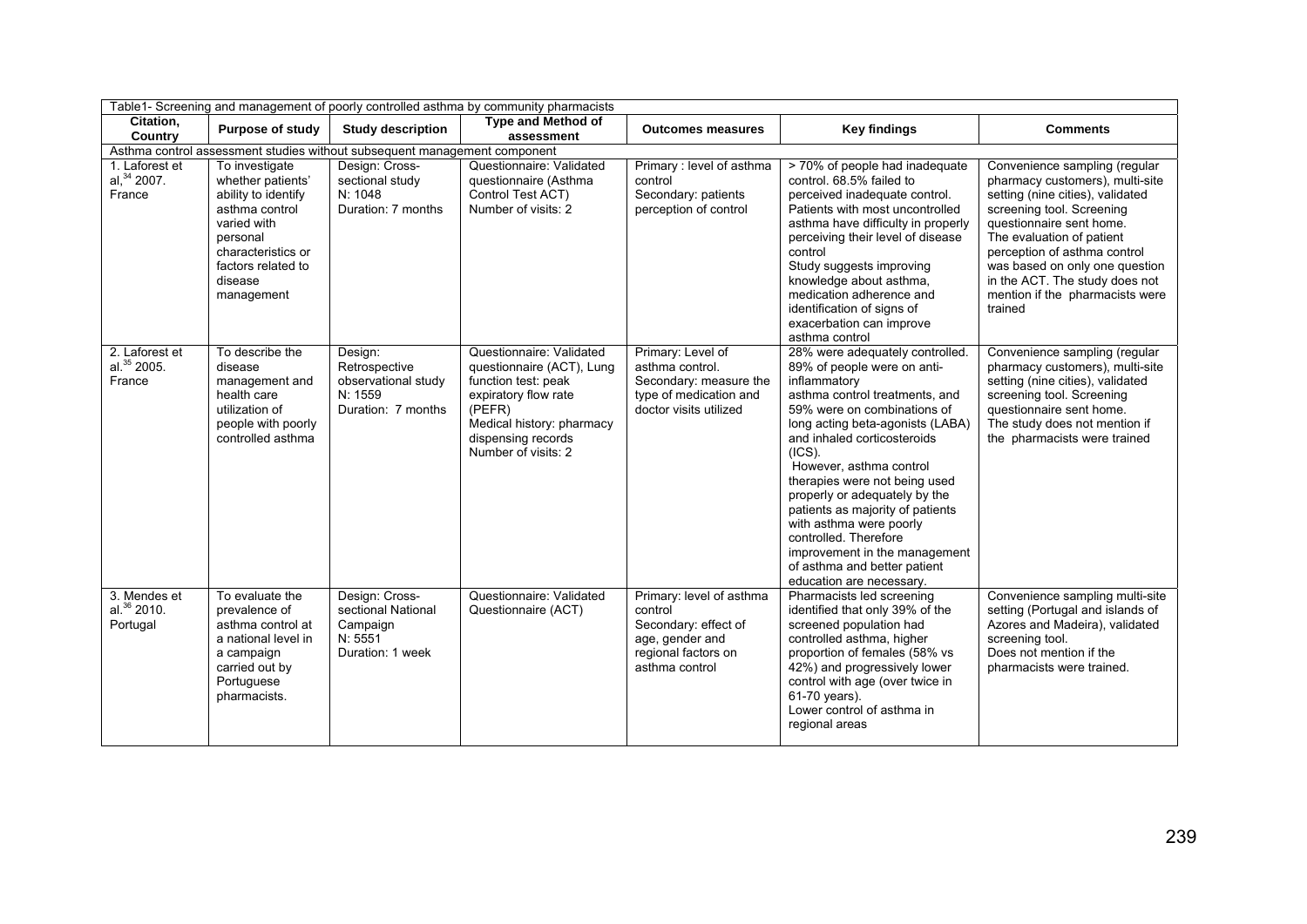Table1- Screening and management of poorly controlled asthma by community pharmacists

| Citation, Country | Purpose of study | Study description | Type and Method of assessment | Outcomes measures | Key findings | Comments |
|---|---|---|---|---|---|---|
| Asthma control assessment studies without subsequent management component | | | | | | |
| 1. Laforest et al,[34] 2007. France | To investigate whether patients' ability to identify asthma control varied with personal characteristics or factors related to disease management | Design: Cross-sectional study N: 1048 Duration: 7 months | Questionnaire: Validated questionnaire (Asthma Control Test ACT) Number of visits: 2 | Primary : level of asthma control Secondary: patients perception of control | > 70% of people had inadequate control. 68.5% failed to perceived inadequate control. Patients with most uncontrolled asthma have difficulty in properly perceiving their level of disease control Study suggests improving knowledge about asthma, medication adherence and identification of signs of exacerbation can improve asthma control | Convenience sampling (regular pharmacy customers), multi-site setting (nine cities), validated screening tool. Screening questionnaire sent home. The evaluation of patient perception of asthma control was based on only one question in the ACT. The study does not mention if the pharmacists were trained |
| 2. Laforest et al.[35] 2005. France | To describe the disease management and health care utilization of people with poorly controlled asthma | Design: Retrospective observational study N: 1559 Duration: 7 months | Questionnaire: Validated questionnaire (ACT), Lung function test: peak expiratory flow rate (PEFR) Medical history: pharmacy dispensing records Number of visits: 2 | Primary: Level of asthma control. Secondary: measure the type of medication and doctor visits utilized | 28% were adequately controlled. 89% of people were on anti-inflammatory asthma control treatments, and 59% were on combinations of long acting beta-agonists (LABA) and inhaled corticosteroids (ICS). However, asthma control therapies were not being used properly or adequately by the patients as majority of patients with asthma were poorly controlled. Therefore improvement in the management of asthma and better patient education are necessary. | Convenience sampling (regular pharmacy customers), multi-site setting (nine cities), validated screening tool. Screening questionnaire sent home. The study does not mention if the pharmacists were trained |
| 3. Mendes et al.[36] 2010. Portugal | To evaluate the prevalence of asthma control at a national level in a campaign carried out by Portuguese pharmacists. | Design: Cross-sectional National Campaign N: 5551 Duration: 1 week | Questionnaire: Validated Questionnaire (ACT) | Primary: level of asthma control Secondary: effect of age, gender and regional factors on asthma control | Pharmacists led screening identified that only 39% of the screened population had controlled asthma, higher proportion of females (58% vs 42%) and progressively lower control with age (over twice in 61-70 years). Lower control of asthma in regional areas | Convenience sampling multi-site setting (Portugal and islands of Azores and Madeira), validated screening tool. Does not mention if the pharmacists were trained. |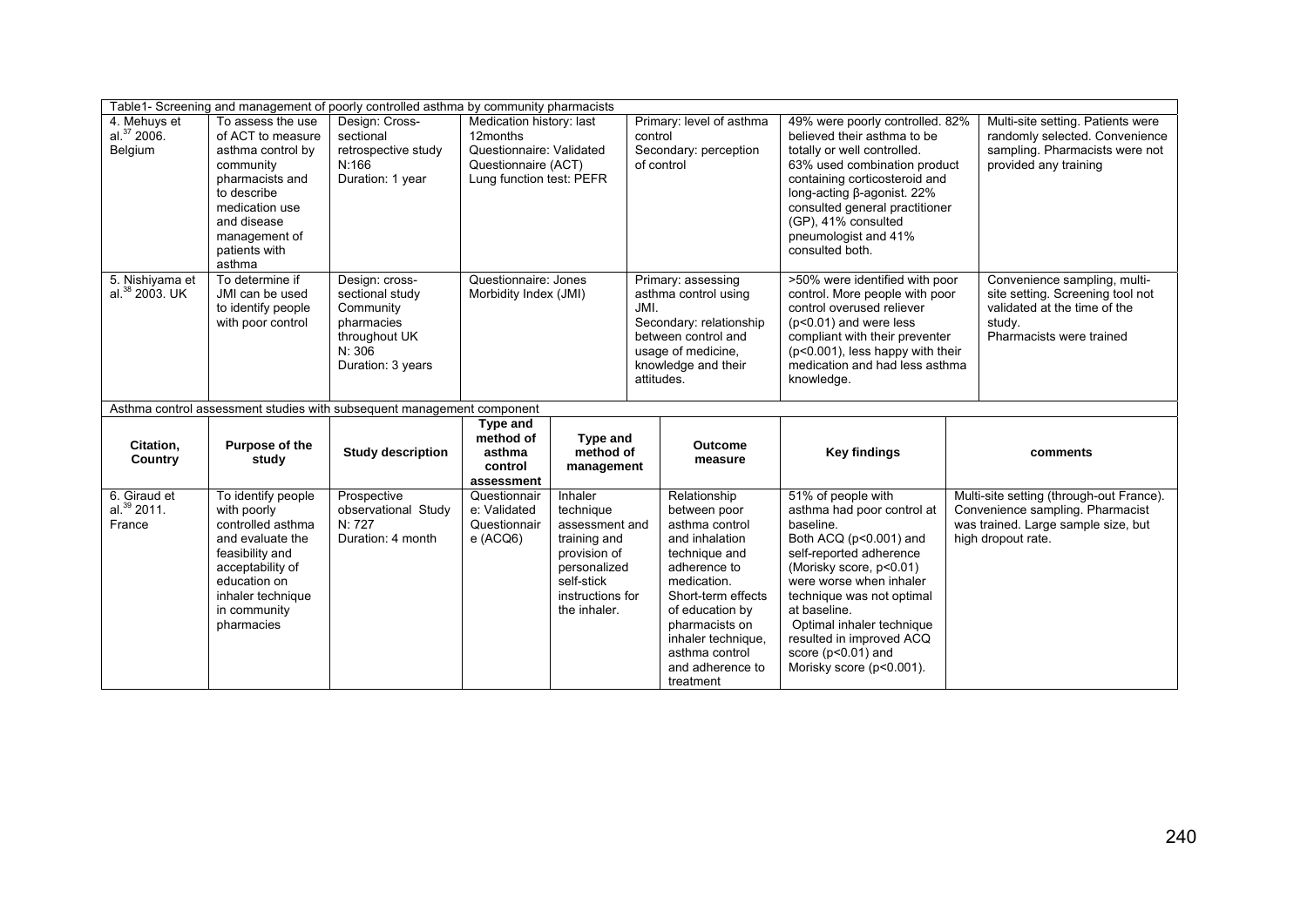Table1- Screening and management of poorly controlled asthma by community pharmacists

| | | | | | | |
|---|---|---|---|---|---|---|
| 4. Mehuys et al.[37] 2006. Belgium | To assess the use of ACT to measure asthma control by community pharmacists and to describe medication use and disease management of patients with asthma | Design: Cross-sectional retrospective study N:166 Duration: 1 year | Medication history: last 12months Questionnaire: Validated Questionnaire (ACT) Lung function test: PEFR | Primary: level of asthma control Secondary: perception of control | 49% were poorly controlled. 82% believed their asthma to be totally or well controlled. 63% used combination product containing corticosteroid and long-acting β-agonist. 22% consulted general practitioner (GP), 41% consulted pneumologist and 41% consulted both. | Multi-site setting. Patients were randomly selected. Convenience sampling. Pharmacists were not provided any training |
| 5. Nishiyama et al.[38] 2003. UK | To determine if JMI can be used to identify people with poor control | Design: cross-sectional study Community pharmacies throughout UK N: 306 Duration: 3 years | Questionnaire: Jones Morbidity Index (JMI) | Primary: assessing asthma control using JMI. Secondary: relationship between control and usage of medicine, knowledge and their attitudes. | >50% were identified with poor control. More people with poor control overused reliever ($p<0.01$) and were less compliant with their preventer ($p<0.001$), less happy with their medication and had less asthma knowledge. | Convenience sampling, multi-site setting. Screening tool not validated at the time of the study. Pharmacists were trained |

Asthma control assessment studies with subsequent management component

| Citation, Country | Purpose of the study | Study description | Type and method of asthma control assessment | Type and method of management | Outcome measure | Key findings | comments |
|---|---|---|---|---|---|---|---|
| 6. Giraud et al.[39] 2011. France | To identify people with poorly controlled asthma and evaluate the feasibility and acceptability of education on inhaler technique in community pharmacies | Prospective observational Study N: 727 Duration: 4 month | Questionnaire: Validated Questionnaire (ACQ6) | Inhaler technique assessment and training and provision of personalized self-stick instructions for the inhaler. | Relationship between poor asthma control and inhalation technique and adherence to medication. Short-term effects of education by pharmacists on inhaler technique, asthma control and adherence to treatment | 51% of people with asthma had poor control at baseline. Both ACQ ($p<0.001$) and self-reported adherence (Morisky score, $p<0.01$) were worse when inhaler technique was not optimal at baseline. Optimal inhaler technique resulted in improved ACQ score ($p<0.01$) and Morisky score ($p<0.001$). | Multi-site setting (through-out France). Convenience sampling. Pharmacist was trained. Large sample size, but high dropout rate. |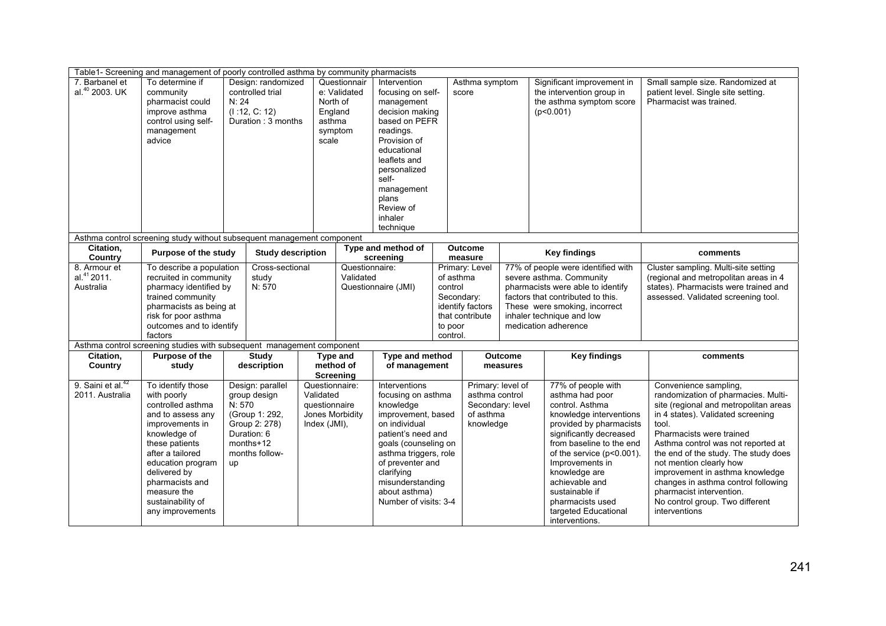Table1- Screening and management of poorly controlled asthma by community pharmacists

| | | | | | | | |
|---|---|---|---|---|---|---|---|
| 7. Barbanel et al.[40] 2003. UK | To determine if community pharmacist could improve asthma control using self-management advice | Design: randomized controlled trial N: 24 (I :12, C: 12) Duration : 3 months | Questionnaire: Validated North of England asthma symptom scale | Intervention focusing on self-management decision making based on PEFR readings. Provision of educational leaflets and personalized self-management plans Review of inhaler technique | Asthma symptom score | Significant improvement in the intervention group in the asthma symptom score (p<0.001) | Small sample size. Randomized at patient level. Single site setting. Pharmacist was trained. |

Asthma control screening study without subsequent management component

| Citation, Country | Purpose of the study | Study description | Type and method of screening | Outcome measure | Key findings | comments |
|---|---|---|---|---|---|---|
| 8. Armour et al.[41] 2011. Australia | To describe a population recruited in community pharmacy identified by trained community pharmacists as being at risk for poor asthma outcomes and to identify factors | Cross-sectional study N: 570 | Questionnaire: Validated Questionnaire (JMI) | Primary: Level of asthma control Secondary: identify factors that contribute to poor control. | 77% of people were identified with severe asthma. Community pharmacists were able to identify factors that contributed to this. These were smoking, incorrect inhaler technique and low medication adherence | Cluster sampling. Multi-site setting (regional and metropolitan areas in 4 states). Pharmacists were trained and assessed. Validated screening tool. |

Asthma control screening studies with subsequent management component

| Citation, Country | Purpose of the study | Study description | Type and method of Screening | Type and method of management | Outcome measures | Key findings | comments |
|---|---|---|---|---|---|---|---|
| 9. Saini et al.[42] 2011. Australia | To identify those with poorly controlled asthma and to assess any improvements in knowledge of these patients after a tailored education program delivered by pharmacists and measure the sustainability of any improvements | Design: parallel group design N: 570 (Group 1: 292, Group 2: 278) Duration: 6 months+12 months follow-up | Questionnaire: Validated questionnaire Jones Morbidity Index (JMI), | Interventions focusing on asthma knowledge improvement, based on individual patient's need and goals (counseling on asthma triggers, role of preventer and clarifying misunderstanding about asthma) Number of visits: 3-4 | Primary: level of asthma control Secondary: level of asthma knowledge | 77% of people with asthma had poor control. Asthma knowledge interventions provided by pharmacists significantly decreased from baseline to the end of the service (p<0.001). Improvements in knowledge are achievable and sustainable if pharmacists used targeted Educational interventions. | Convenience sampling, randomization of pharmacies. Multi-site (regional and metropolitan areas in 4 states). Validated screening tool. Pharmacists were trained Asthma control was not reported at the end of the study. The study does not mention clearly how improvement in asthma knowledge changes in asthma control following pharmacist intervention. No control group. Two different interventions |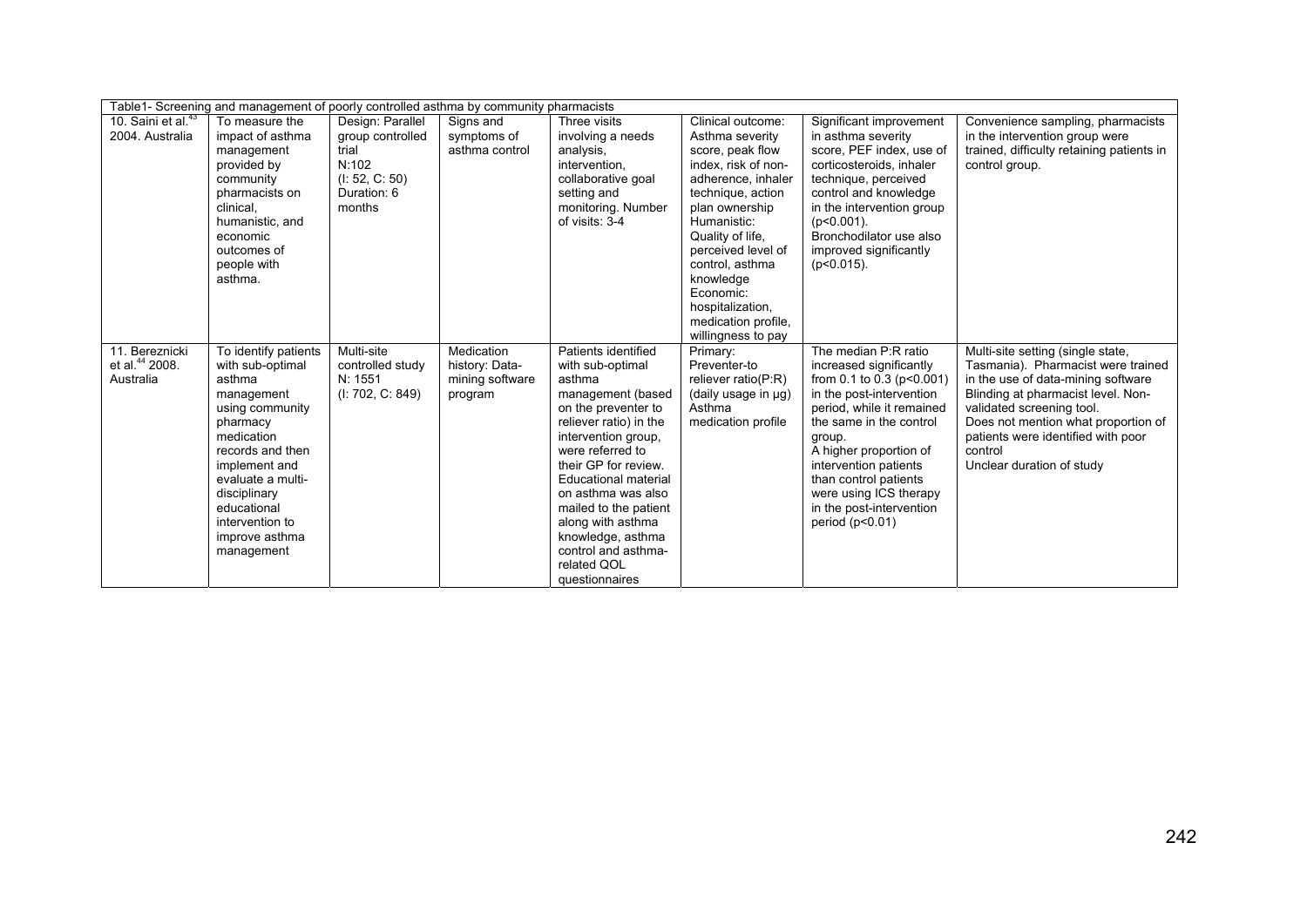Table1- Screening and management of poorly controlled asthma by community pharmacists

| | | | | | | | |
|---|---|---|---|---|---|---|---|
| 10. Saini et al.[43] 2004. Australia | To measure the impact of asthma management provided by community pharmacists on clinical, humanistic, and economic outcomes of people with asthma. | Design: Parallel group controlled trial N:102 (I: 52, C: 50) Duration: 6 months | Signs and symptoms of asthma control | Three visits involving a needs analysis, intervention, collaborative goal setting and monitoring. Number of visits: 3-4 | Clinical outcome: Asthma severity score, peak flow index, risk of non-adherence, inhaler technique, action plan ownership Humanistic: Quality of life, perceived level of control, asthma knowledge Economic: hospitalization, medication profile, willingness to pay | Significant improvement in asthma severity score, PEF index, use of corticosteroids, inhaler technique, perceived control and knowledge in the intervention group ($p<0.001$). Bronchodilator use also improved significantly ($p<0.015$). | Convenience sampling, pharmacists in the intervention group were trained, difficulty retaining patients in control group. |
| 11. Bereznicki et al.[44] 2008. Australia | To identify patients with sub-optimal asthma management using community pharmacy medication records and then implement and evaluate a multi-disciplinary educational intervention to improve asthma management | Multi-site controlled study N: 1551 (I: 702, C: 849) | Medication history: Data-mining software program | Patients identified with sub-optimal asthma management (based on the preventer to reliever ratio) in the intervention group, were referred to their GP for review. Educational material on asthma was also mailed to the patient along with asthma knowledge, asthma control and asthma-related QOL questionnaires | Primary: Preventer-to reliever ratio(P:R) (daily usage in μg) Asthma medication profile | The median P:R ratio increased significantly from 0.1 to 0.3 ($p<0.001$) in the post-intervention period, while it remained the same in the control group. A higher proportion of intervention patients than control patients were using ICS therapy in the post-intervention period ($p<0.01$) | Multi-site setting (single state, Tasmania). Pharmacist were trained in the use of data-mining software Blinding at pharmacist level. Non-validated screening tool. Does not mention what proportion of patients were identified with poor control Unclear duration of study |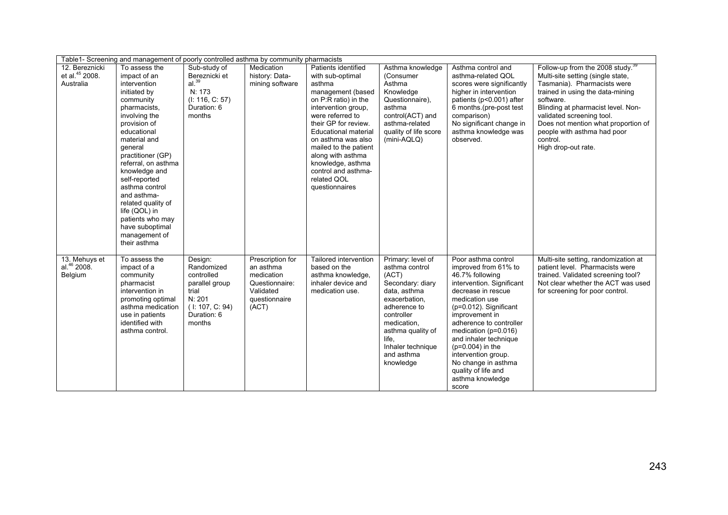Table1- Screening and management of poorly controlled asthma by community pharmacists

| | | | | | | | |
|---|---|---|---|---|---|---|---|
| 12. Bereznicki et al.[45] 2008. Australia | To assess the impact of an intervention initiated by community pharmacists, involving the provision of educational material and general practitioner (GP) referral, on asthma knowledge and self-reported asthma control and asthma-related quality of life (QOL) in patients who may have suboptimal management of their asthma | Sub-study of Bereznicki et al.[39] N: 173 (I: 116, C: 57) Duration: 6 months | Medication history: Data-mining software | Patients identified with sub-optimal asthma management (based on P:R ratio) in the intervention group, were referred to their GP for review. Educational material on asthma was also mailed to the patient along with asthma knowledge, asthma control and asthma-related QOL questionnaires | Asthma knowledge (Consumer Asthma Knowledge Questionnaire), asthma control(ACT) and asthma-related quality of life score (mini-AQLQ) | Asthma control and asthma-related QOL scores were significantly higher in intervention patients ($p<0.001$) after 6 months.(pre-post test comparison) No significant change in asthma knowledge was observed. | Follow-up from the 2008 study.[39] Multi-site setting (single state, Tasmania). Pharmacists were trained in using the data-mining software. Blinding at pharmacist level. Non-validated screening tool. Does not mention what proportion of people with asthma had poor control. High drop-out rate. |
| 13. Mehuys et al.[46] 2008. Belgium | To assess the impact of a community pharmacist intervention in promoting optimal asthma medication use in patients identified with asthma control. | Design: Randomized controlled parallel group trial N: 201 ( I: 107, C: 94) Duration: 6 months | Prescription for an asthma medication Questionnaire: Validated questionnaire (ACT) | Tailored intervention based on the asthma knowledge, inhaler device and medication use. | Primary: level of asthma control (ACT) Secondary: diary data, asthma exacerbation, adherence to controller medication, asthma quality of life, Inhaler technique and asthma knowledge | Poor asthma control improved from 61% to 46.7% following intervention. Significant decrease in rescue medication use ($p=0.012$). Significant improvement in adherence to controller medication ($p=0.016$) and inhaler technique ($p=0.004$) in the intervention group. No change in asthma quality of life and asthma knowledge score | Multi-site setting, randomization at patient level. Pharmacists were trained. Validated screening tool? Not clear whether the ACT was used for screening for poor control. |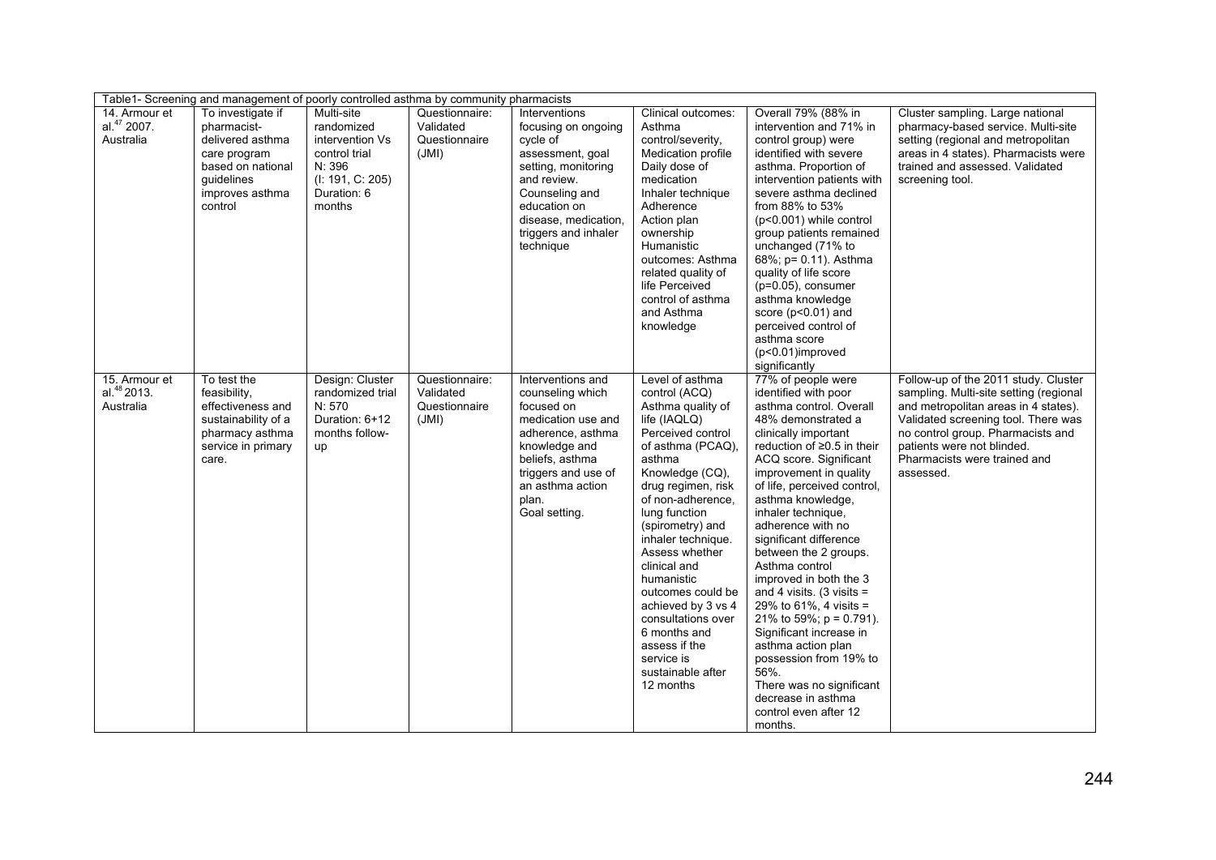| Table1- Screening and management of poorly controlled asthma by community pharmacists | | | | | | | |
|---|---|---|---|---|---|---|---|
| 14. Armour et al.[47] 2007. Australia | To investigate if pharmacist-delivered asthma care program based on national guidelines improves asthma control | Multi-site randomized intervention Vs control trial N: 396 (I: 191, C: 205) Duration: 6 months | Questionnaire: Validated Questionnaire (JMI) | Interventions focusing on ongoing cycle of assessment, goal setting, monitoring and review. Counseling and education on disease, medication, triggers and inhaler technique | Clinical outcomes: Asthma control/severity, Medication profile Daily dose of medication Inhaler technique Adherence Action plan ownership Humanistic outcomes: Asthma related quality of life Perceived control of asthma and Asthma knowledge | Overall 79% (88% in intervention and 71% in control group) were identified with severe asthma. Proportion of intervention patients with severe asthma declined from 88% to 53% ($p<0.001$) while control group patients remained unchanged (71% to 68%; $p= 0.11$). Asthma quality of life score ($p=0.05$), consumer asthma knowledge score ($p<0.01$) and perceived control of asthma score ($p<0.01$)improved significantly | Cluster sampling. Large national pharmacy-based service. Multi-site setting (regional and metropolitan areas in 4 states). Pharmacists were trained and assessed. Validated screening tool. |
| 15. Armour et al.[48] 2013. Australia | To test the feasibility, effectiveness and sustainability of a pharmacy asthma service in primary care. | Design: Cluster randomized trial N: 570 Duration: 6+12 months follow-up | Questionnaire: Validated Questionnaire (JMI) | Interventions and counseling which focused on medication use and adherence, asthma knowledge and beliefs, asthma triggers and use of an asthma action plan. Goal setting. | Level of asthma control (ACQ) Asthma quality of life (IAQLQ) Perceived control of asthma (PCAQ), asthma Knowledge (CQ), drug regimen, risk of non-adherence, lung function (spirometry) and inhaler technique. Assess whether clinical and humanistic outcomes could be achieved by 3 vs 4 consultations over 6 months and assess if the service is sustainable after 12 months | 77% of people were identified with poor asthma control. Overall 48% demonstrated a clinically important reduction of ≥0.5 in their ACQ score. Significant improvement in quality of life, perceived control, asthma knowledge, inhaler technique, adherence with no significant difference between the 2 groups. Asthma control improved in both the 3 and 4 visits. (3 visits = 29% to 61%, 4 visits = 21% to 59%; $p = 0.791$). Significant increase in asthma action plan possession from 19% to 56%. There was no significant decrease in asthma control even after 12 months. | Follow-up of the 2011 study. Cluster sampling. Multi-site setting (regional and metropolitan areas in 4 states). Validated screening tool. There was no control group. Pharmacists and patients were not blinded. Pharmacists were trained and assessed. |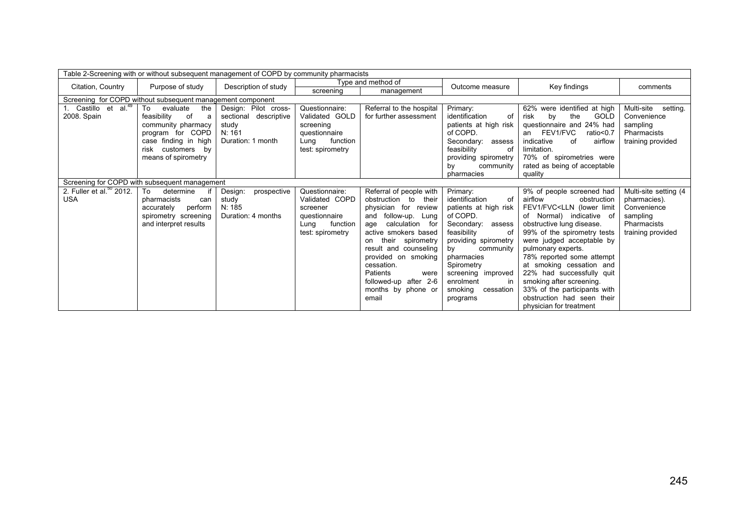Table 2-Screening with or without subsequent management of COPD by community pharmacists

| Citation, Country | Purpose of study | Description of study | Type and method of | | Outcome measure | Key findings | comments |
|---|---|---|---|---|---|---|---|
| | | | screening | management | | | |
| Screening for COPD without subsequent management component | | | | | | | |
| 1. Castillo et al.[49] 2008. Spain | To evaluate the feasibility of a community pharmacy program for COPD case finding in high risk customers by means of spirometry | Design: Pilot cross-sectional descriptive study<br>N: 161<br>Duration: 1 month | Questionnaire: Validated GOLD screening questionnaire<br>Lung function test: spirometry | Referral to the hospital for further assessment | Primary: identification of patients at high risk of COPD.<br>Secondary: assess feasibility of providing spirometry by community pharmacies | 62% were identified at high risk by the GOLD questionnaire and 24% had an FEV1/FVC ratio<0.7 indicative of airflow limitation.<br>70% of spirometries were rated as being of acceptable quality | Multi-site setting.<br>Convenience sampling<br>Pharmacists training provided |
| Screening for COPD with subsequent management | | | | | | | |
| 2. Fuller et al.[50] 2012. USA | To determine if pharmacists can accurately perform spirometry screening and interpret results | Design: prospective study<br>N: 185<br>Duration: 4 months | Questionnaire: Validated COPD screener questionnaire<br>Lung function test: spirometry | Referral of people with obstruction to their physician for review and follow-up. Lung age calculation for active smokers based on their spirometry result and counseling provided on smoking cessation.<br>Patients were followed-up after 2-6 months by phone or email | Primary: identification of patients at high risk of COPD.<br>Secondary: assess feasibility of providing spirometry by community pharmacies<br>Spirometry screening improved enrolment in smoking cessation programs | 9% of people screened had airflow obstruction FEV1/FVC<LLN (lower limit of Normal) indicative of obstructive lung disease.<br>99% of the spirometry tests were judged acceptable by pulmonary experts.<br>78% reported some attempt at smoking cessation and 22% had successfully quit smoking after screening.<br>33% of the participants with obstruction had seen their physician for treatment | Multi-site setting (4 pharmacies).<br>Convenience sampling<br>Pharmacists training provided |